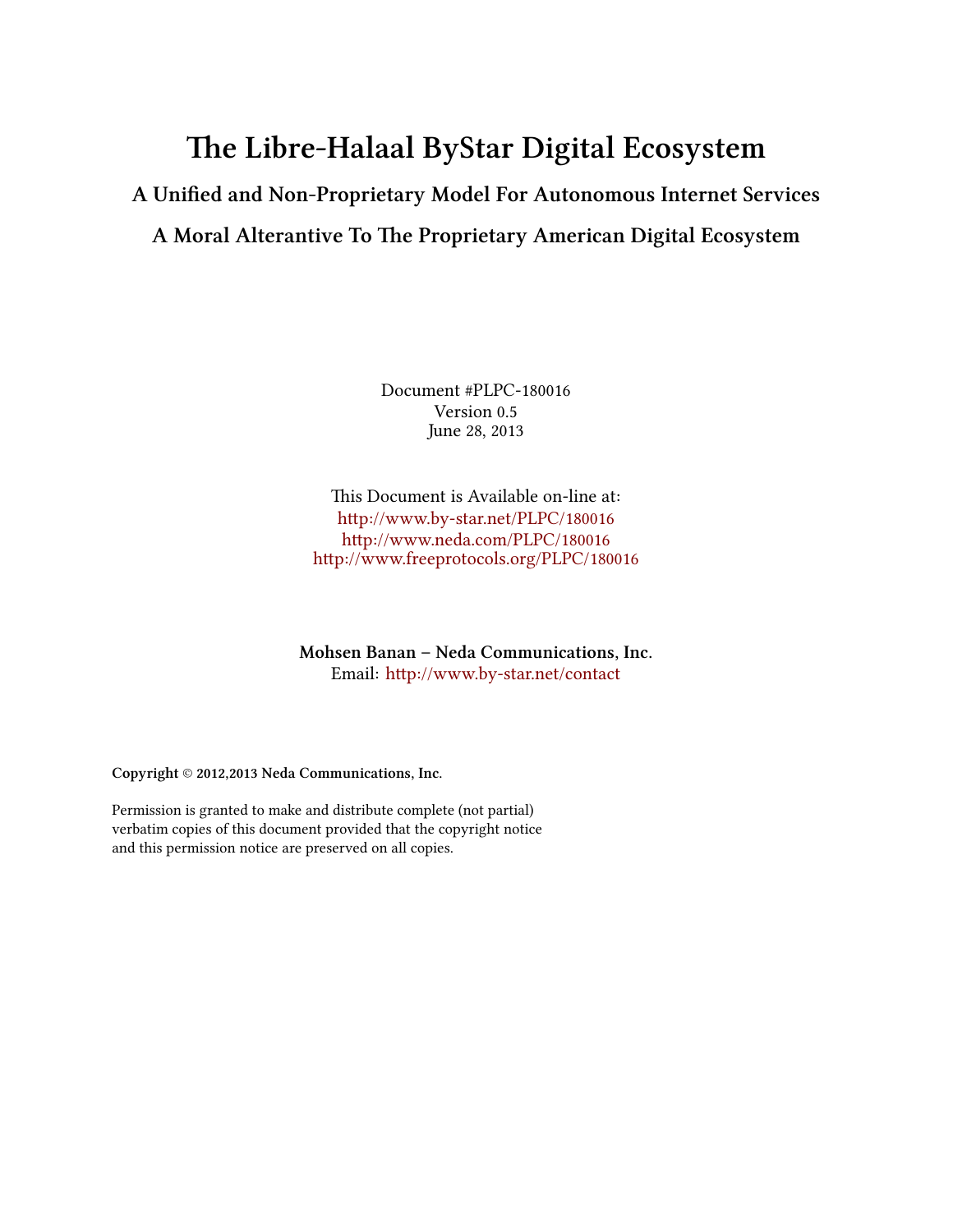# The Libre-Halaal ByStar Digital Ecosystem

## A Unified and Non-Proprietary Model For Autonomous Internet Services

## A Moral Alterantive To The Proprietary American Digital Ecosystem

Document #PLPC-180016
Version 0.5
June 28, 2013

This Document is Available on-line at:
http://www.by-star.net/PLPC/180016
http://www.neda.com/PLPC/180016
http://www.freeprotocols.org/PLPC/180016

**Mohsen Banan – Neda Communications, Inc.**
Email: http://www.by-star.net/contact

**Copyright © 2012,2013 Neda Communications, Inc.**

Permission is granted to make and distribute complete (not partial) verbatim copies of this document provided that the copyright notice and this permission notice are preserved on all copies.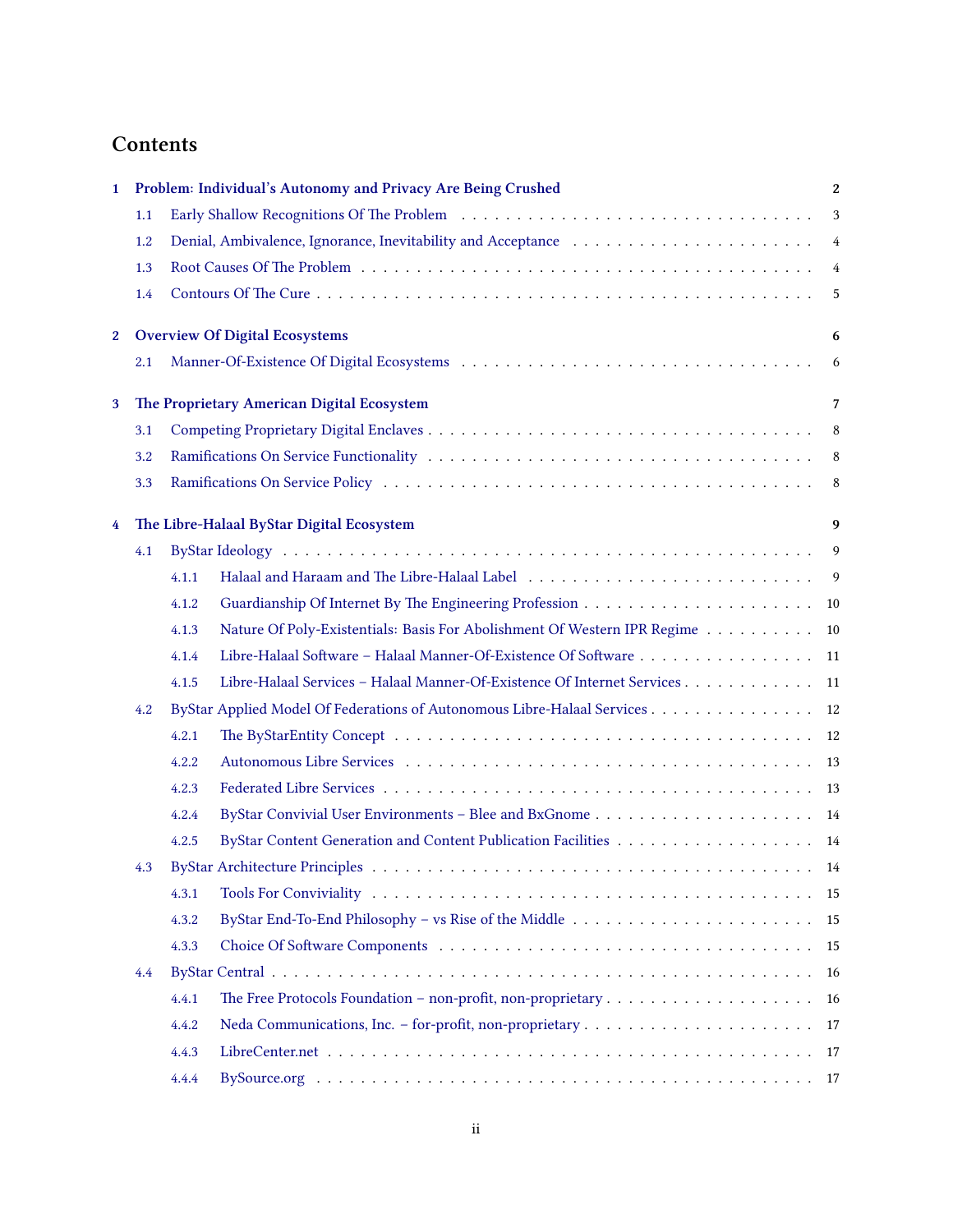# Contents

- **1 Problem: Individual's Autonomy and Privacy Are Being Crushed** — 2
  - 1.1 Early Shallow Recognitions Of The Problem — 3
  - 1.2 Denial, Ambivalence, Ignorance, Inevitability and Acceptance — 4
  - 1.3 Root Causes Of The Problem — 4
  - 1.4 Contours Of The Cure — 5
- **2 Overview Of Digital Ecosystems** — 6
  - 2.1 Manner-Of-Existence Of Digital Ecosystems — 6
- **3 The Proprietary American Digital Ecosystem** — 7
  - 3.1 Competing Proprietary Digital Enclaves — 8
  - 3.2 Ramifications On Service Functionality — 8
  - 3.3 Ramifications On Service Policy — 8
- **4 The Libre-Halaal ByStar Digital Ecosystem** — 9
  - 4.1 ByStar Ideology — 9
    - 4.1.1 Halaal and Haraam and The Libre-Halaal Label — 9
    - 4.1.2 Guardianship Of Internet By The Engineering Profession — 10
    - 4.1.3 Nature Of Poly-Existentials: Basis For Abolishment Of Western IPR Regime — 10
    - 4.1.4 Libre-Halaal Software – Halaal Manner-Of-Existence Of Software — 11
    - 4.1.5 Libre-Halaal Services – Halaal Manner-Of-Existence Of Internet Services — 11
  - 4.2 ByStar Applied Model Of Federations of Autonomous Libre-Halaal Services — 12
    - 4.2.1 The ByStarEntity Concept — 12
    - 4.2.2 Autonomous Libre Services — 13
    - 4.2.3 Federated Libre Services — 13
    - 4.2.4 ByStar Convivial User Environments – Blee and BxGnome — 14
    - 4.2.5 ByStar Content Generation and Content Publication Facilities — 14
  - 4.3 ByStar Architecture Principles — 14
    - 4.3.1 Tools For Conviviality — 15
    - 4.3.2 ByStar End-To-End Philosophy – vs Rise of the Middle — 15
    - 4.3.3 Choice Of Software Components — 15
  - 4.4 ByStar Central — 16
    - 4.4.1 The Free Protocols Foundation – non-profit, non-proprietary — 16
    - 4.4.2 Neda Communications, Inc. – for-profit, non-proprietary — 17
    - 4.4.3 LibreCenter.net — 17
    - 4.4.4 BySource.org — 17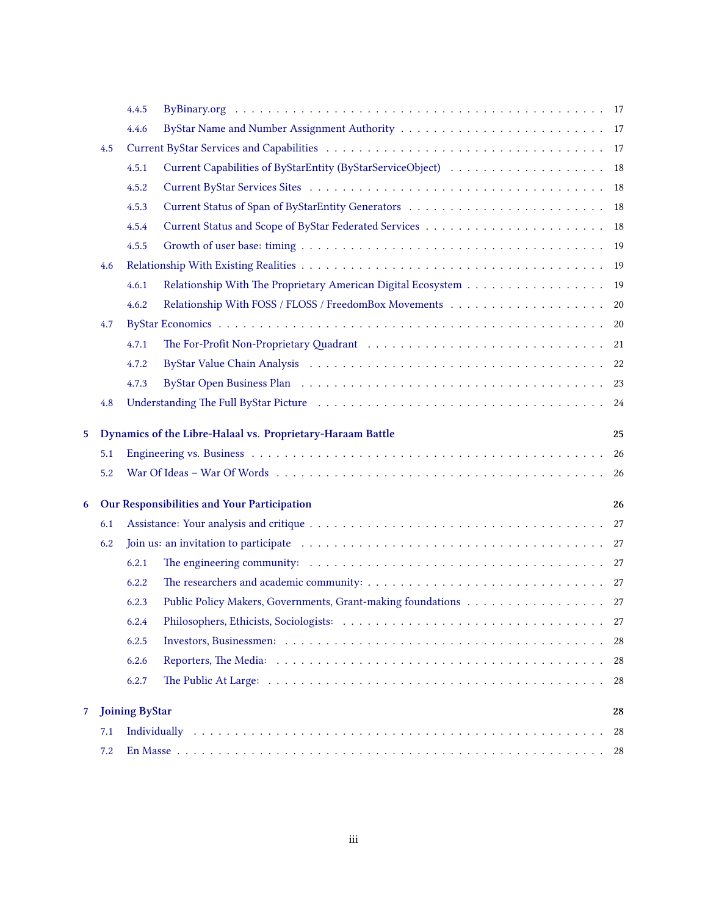- 4.4.5 ByBinary.org . . . 17
- 4.4.6 ByStar Name and Number Assignment Authority . . . 17
- 4.5 Current ByStar Services and Capabilities . . . 17
  - 4.5.1 Current Capabilities of ByStarEntity (ByStarServiceObject) . . . 18
  - 4.5.2 Current ByStar Services Sites . . . 18
  - 4.5.3 Current Status of Span of ByStarEntity Generators . . . 18
  - 4.5.4 Current Status and Scope of ByStar Federated Services . . . 18
  - 4.5.5 Growth of user base: timing . . . 19
- 4.6 Relationship With Existing Realities . . . 19
  - 4.6.1 Relationship With The Proprietary American Digital Ecosystem . . . 19
  - 4.6.2 Relationship With FOSS / FLOSS / FreedomBox Movements . . . 20
- 4.7 ByStar Economics . . . 20
  - 4.7.1 The For-Profit Non-Proprietary Quadrant . . . 21
  - 4.7.2 ByStar Value Chain Analysis . . . 22
  - 4.7.3 ByStar Open Business Plan . . . 23
- 4.8 Understanding The Full ByStar Picture . . . 24

**5 Dynamics of the Libre-Halaal vs. Proprietary-Haraam Battle . . . 25**
- 5.1 Engineering vs. Business . . . 26
- 5.2 War Of Ideas – War Of Words . . . 26

**6 Our Responsibilities and Your Participation . . . 26**
- 6.1 Assistance: Your analysis and critique . . . 27
- 6.2 Join us: an invitation to participate . . . 27
  - 6.2.1 The engineering community: . . . 27
  - 6.2.2 The researchers and academic community: . . . 27
  - 6.2.3 Public Policy Makers, Governments, Grant-making foundations . . . 27
  - 6.2.4 Philosophers, Ethicists, Sociologists: . . . 27
  - 6.2.5 Investors, Businessmen: . . . 28
  - 6.2.6 Reporters, The Media: . . . 28
  - 6.2.7 The Public At Large: . . . 28

**7 Joining ByStar . . . 28**
- 7.1 Individually . . . 28
- 7.2 En Masse . . . 28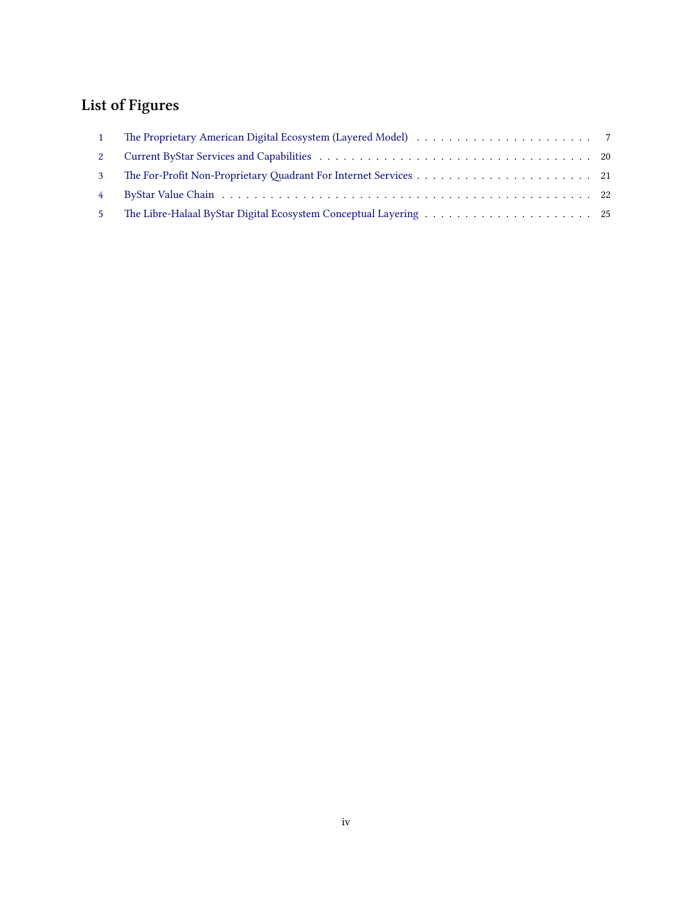# List of Figures

1 The Proprietary American Digital Ecosystem (Layered Model) . . . . . . . . . . . . . . . . . . . . . . . 7
2 Current ByStar Services and Capabilities . . . . . . . . . . . . . . . . . . . . . . . . . . . . . . . . . . . . 20
3 The For-Profit Non-Proprietary Quadrant For Internet Services . . . . . . . . . . . . . . . . . . . . . . . 21
4 ByStar Value Chain . . . . . . . . . . . . . . . . . . . . . . . . . . . . . . . . . . . . . . . . . . . . . . 22
5 The Libre-Halaal ByStar Digital Ecosystem Conceptual Layering . . . . . . . . . . . . . . . . . . . . . . 25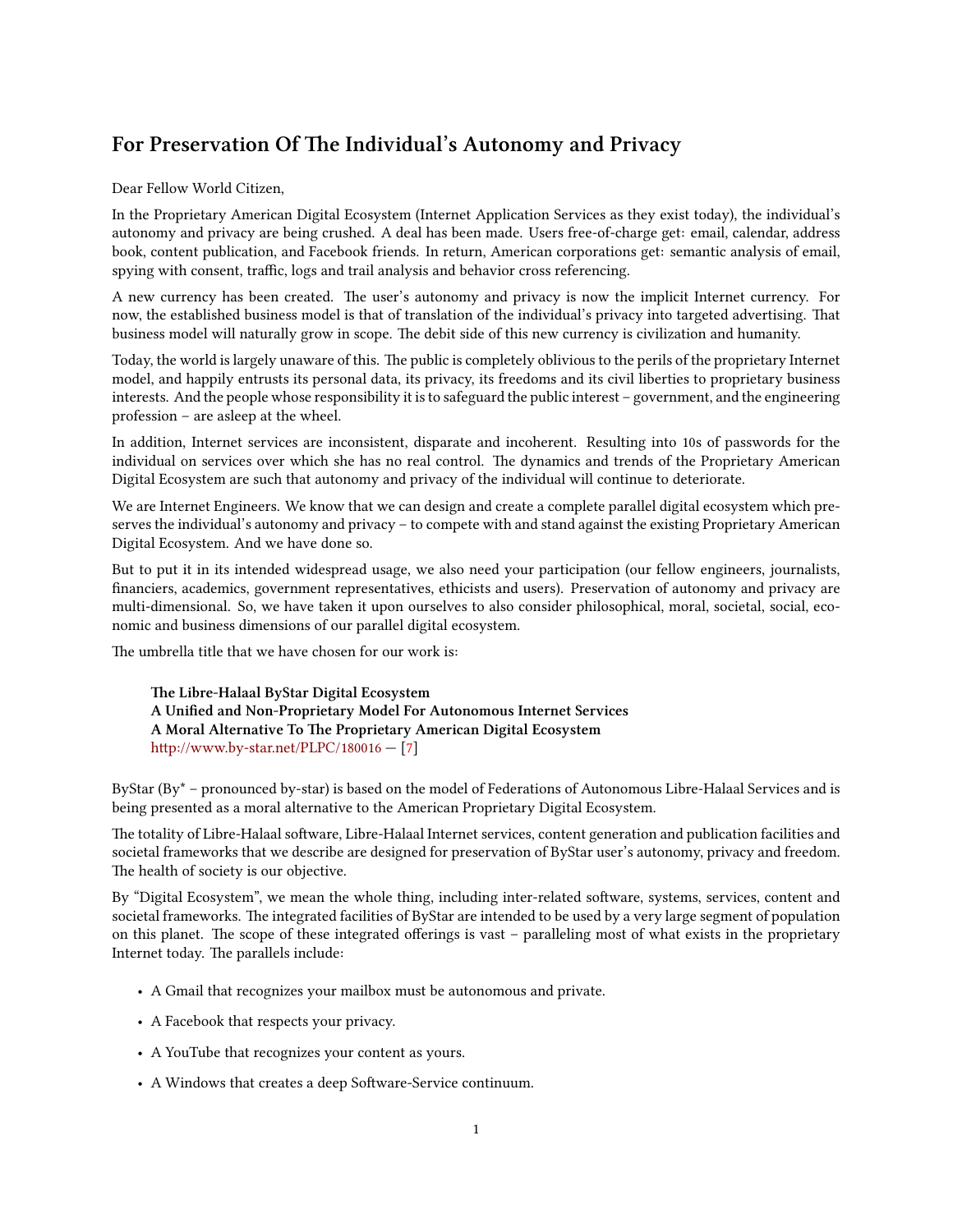## For Preservation Of The Individual's Autonomy and Privacy

Dear Fellow World Citizen,

In the Proprietary American Digital Ecosystem (Internet Application Services as they exist today), the individual's autonomy and privacy are being crushed. A deal has been made. Users free-of-charge get: email, calendar, address book, content publication, and Facebook friends. In return, American corporations get: semantic analysis of email, spying with consent, traffic, logs and trail analysis and behavior cross referencing.

A new currency has been created. The user's autonomy and privacy is now the implicit Internet currency. For now, the established business model is that of translation of the individual's privacy into targeted advertising. That business model will naturally grow in scope. The debit side of this new currency is civilization and humanity.

Today, the world is largely unaware of this. The public is completely oblivious to the perils of the proprietary Internet model, and happily entrusts its personal data, its privacy, its freedoms and its civil liberties to proprietary business interests. And the people whose responsibility it is to safeguard the public interest – government, and the engineering profession – are asleep at the wheel.

In addition, Internet services are inconsistent, disparate and incoherent. Resulting into 10s of passwords for the individual on services over which she has no real control. The dynamics and trends of the Proprietary American Digital Ecosystem are such that autonomy and privacy of the individual will continue to deteriorate.

We are Internet Engineers. We know that we can design and create a complete parallel digital ecosystem which preserves the individual's autonomy and privacy – to compete with and stand against the existing Proprietary American Digital Ecosystem. And we have done so.

But to put it in its intended widespread usage, we also need your participation (our fellow engineers, journalists, financiers, academics, government representatives, ethicists and users). Preservation of autonomy and privacy are multi-dimensional. So, we have taken it upon ourselves to also consider philosophical, moral, societal, social, economic and business dimensions of our parallel digital ecosystem.

The umbrella title that we have chosen for our work is:

> **The Libre-Halaal ByStar Digital Ecosystem**
> **A Unified and Non-Proprietary Model For Autonomous Internet Services**
> **A Moral Alternative To The Proprietary American Digital Ecosystem**
> http://www.by-star.net/PLPC/180016 — [7]

ByStar (By* – pronounced by-star) is based on the model of Federations of Autonomous Libre-Halaal Services and is being presented as a moral alternative to the American Proprietary Digital Ecosystem.

The totality of Libre-Halaal software, Libre-Halaal Internet services, content generation and publication facilities and societal frameworks that we describe are designed for preservation of ByStar user's autonomy, privacy and freedom. The health of society is our objective.

By "Digital Ecosystem", we mean the whole thing, including inter-related software, systems, services, content and societal frameworks. The integrated facilities of ByStar are intended to be used by a very large segment of population on this planet. The scope of these integrated offerings is vast – paralleling most of what exists in the proprietary Internet today. The parallels include:

- A Gmail that recognizes your mailbox must be autonomous and private.
- A Facebook that respects your privacy.
- A YouTube that recognizes your content as yours.
- A Windows that creates a deep Software-Service continuum.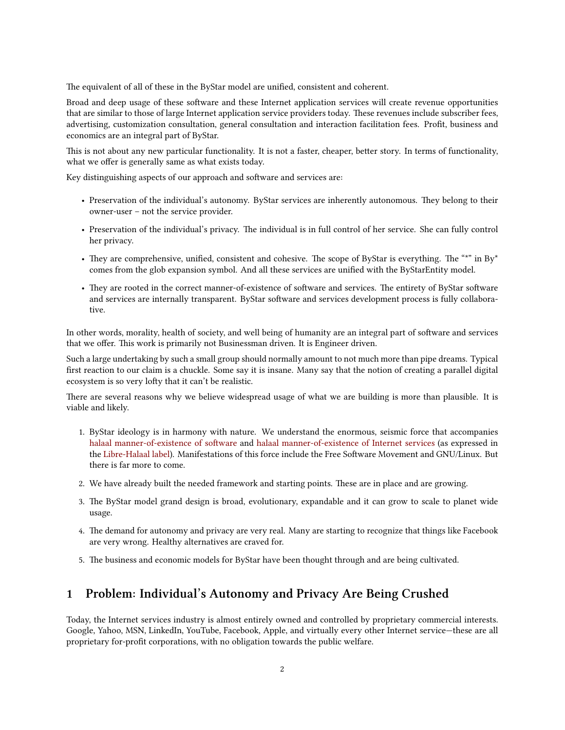The equivalent of all of these in the ByStar model are unified, consistent and coherent.

Broad and deep usage of these software and these Internet application services will create revenue opportunities that are similar to those of large Internet application service providers today. These revenues include subscriber fees, advertising, customization consultation, general consultation and interaction facilitation fees. Profit, business and economics are an integral part of ByStar.

This is not about any new particular functionality. It is not a faster, cheaper, better story. In terms of functionality, what we offer is generally same as what exists today.

Key distinguishing aspects of our approach and software and services are:

- Preservation of the individual's autonomy. ByStar services are inherently autonomous. They belong to their owner-user – not the service provider.
- Preservation of the individual's privacy. The individual is in full control of her service. She can fully control her privacy.
- They are comprehensive, unified, consistent and cohesive. The scope of ByStar is everything. The "*" in By* comes from the glob expansion symbol. And all these services are unified with the ByStarEntity model.
- They are rooted in the correct manner-of-existence of software and services. The entirety of ByStar software and services are internally transparent. ByStar software and services development process is fully collaborative.

In other words, morality, health of society, and well being of humanity are an integral part of software and services that we offer. This work is primarily not Businessman driven. It is Engineer driven.

Such a large undertaking by such a small group should normally amount to not much more than pipe dreams. Typical first reaction to our claim is a chuckle. Some say it is insane. Many say that the notion of creating a parallel digital ecosystem is so very lofty that it can't be realistic.

There are several reasons why we believe widespread usage of what we are building is more than plausible. It is viable and likely.

1. ByStar ideology is in harmony with nature. We understand the enormous, seismic force that accompanies halaal manner-of-existence of software and halaal manner-of-existence of Internet services (as expressed in the Libre-Halaal label). Manifestations of this force include the Free Software Movement and GNU/Linux. But there is far more to come.
2. We have already built the needed framework and starting points. These are in place and are growing.
3. The ByStar model grand design is broad, evolutionary, expandable and it can grow to scale to planet wide usage.
4. The demand for autonomy and privacy are very real. Many are starting to recognize that things like Facebook are very wrong. Healthy alternatives are craved for.
5. The business and economic models for ByStar have been thought through and are being cultivated.

# 1 Problem: Individual's Autonomy and Privacy Are Being Crushed

Today, the Internet services industry is almost entirely owned and controlled by proprietary commercial interests. Google, Yahoo, MSN, LinkedIn, YouTube, Facebook, Apple, and virtually every other Internet service—these are all proprietary for-profit corporations, with no obligation towards the public welfare.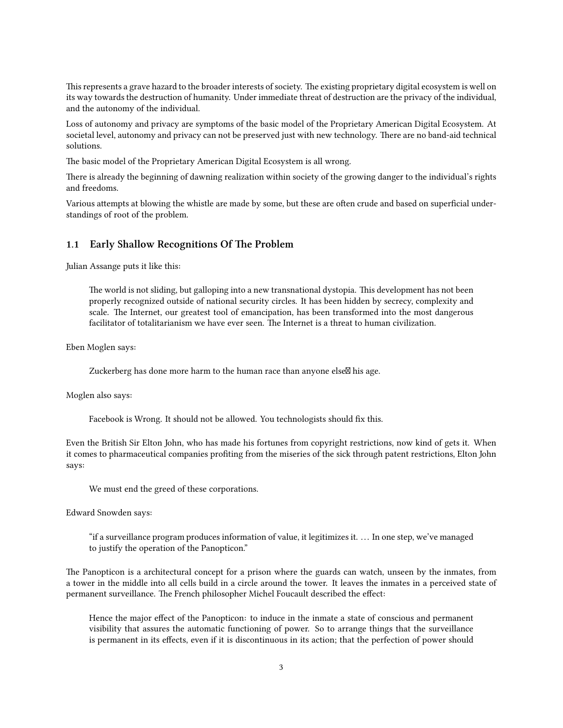This represents a grave hazard to the broader interests of society. The existing proprietary digital ecosystem is well on its way towards the destruction of humanity. Under immediate threat of destruction are the privacy of the individual, and the autonomy of the individual.

Loss of autonomy and privacy are symptoms of the basic model of the Proprietary American Digital Ecosystem. At societal level, autonomy and privacy can not be preserved just with new technology. There are no band-aid technical solutions.

The basic model of the Proprietary American Digital Ecosystem is all wrong.

There is already the beginning of dawning realization within society of the growing danger to the individual's rights and freedoms.

Various attempts at blowing the whistle are made by some, but these are often crude and based on superficial understandings of root of the problem.

## 1.1 Early Shallow Recognitions Of The Problem

Julian Assange puts it like this:

> The world is not sliding, but galloping into a new transnational dystopia. This development has not been properly recognized outside of national security circles. It has been hidden by secrecy, complexity and scale. The Internet, our greatest tool of emancipation, has been transformed into the most dangerous facilitator of totalitarianism we have ever seen. The Internet is a threat to human civilization.

Eben Moglen says:

> Zuckerberg has done more harm to the human race than anyone else� his age.

Moglen also says:

> Facebook is Wrong. It should not be allowed. You technologists should fix this.

Even the British Sir Elton John, who has made his fortunes from copyright restrictions, now kind of gets it. When it comes to pharmaceutical companies profiting from the miseries of the sick through patent restrictions, Elton John says:

> We must end the greed of these corporations.

Edward Snowden says:

> "if a surveillance program produces information of value, it legitimizes it. … In one step, we've managed to justify the operation of the Panopticon."

The Panopticon is a architectural concept for a prison where the guards can watch, unseen by the inmates, from a tower in the middle into all cells build in a circle around the tower. It leaves the inmates in a perceived state of permanent surveillance. The French philosopher Michel Foucault described the effect:

> Hence the major effect of the Panopticon: to induce in the inmate a state of conscious and permanent visibility that assures the automatic functioning of power. So to arrange things that the surveillance is permanent in its effects, even if it is discontinuous in its action; that the perfection of power should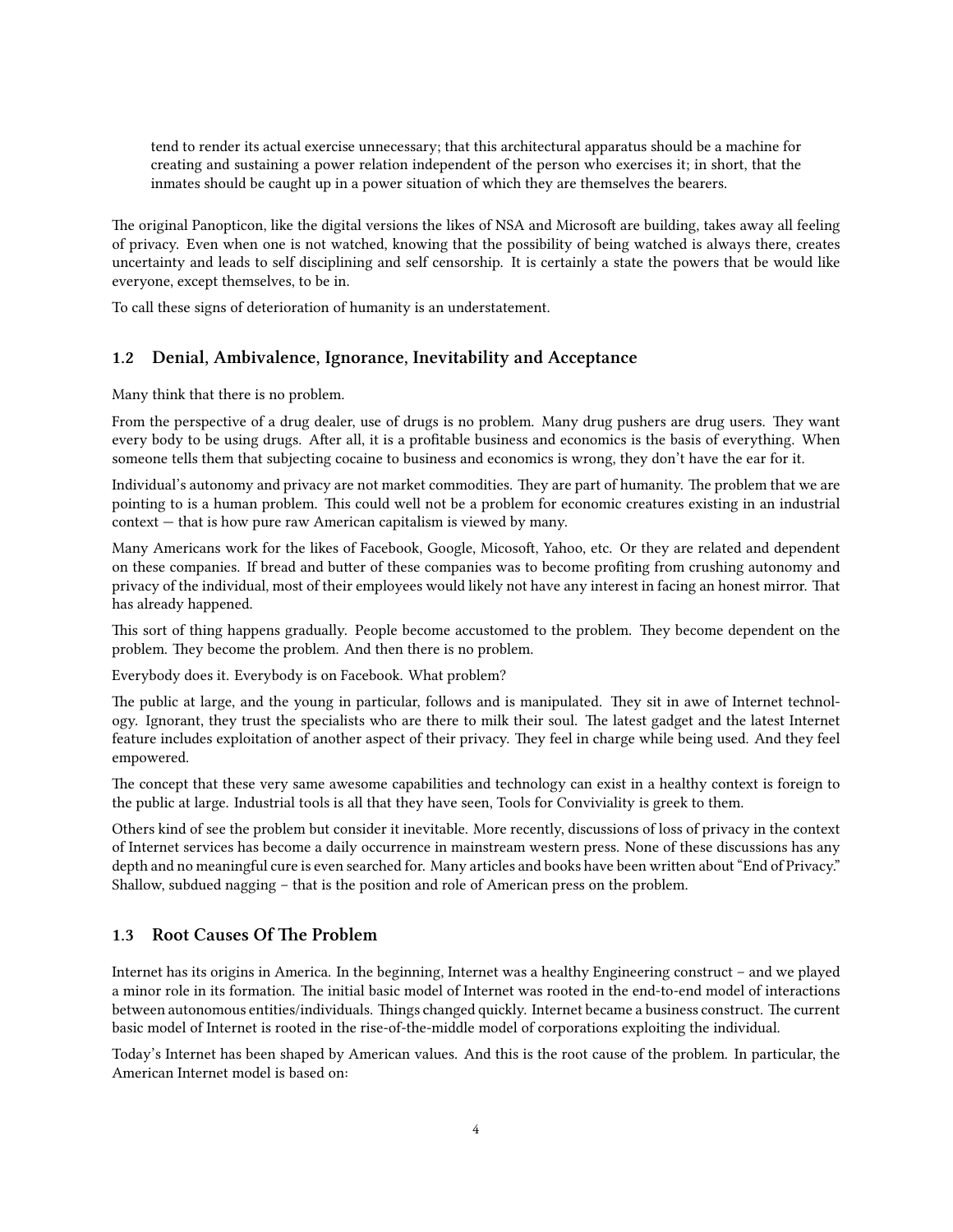> tend to render its actual exercise unnecessary; that this architectural apparatus should be a machine for creating and sustaining a power relation independent of the person who exercises it; in short, that the inmates should be caught up in a power situation of which they are themselves the bearers.

The original Panopticon, like the digital versions the likes of NSA and Microsoft are building, takes away all feeling of privacy. Even when one is not watched, knowing that the possibility of being watched is always there, creates uncertainty and leads to self disciplining and self censorship. It is certainly a state the powers that be would like everyone, except themselves, to be in.

To call these signs of deterioration of humanity is an understatement.

### 1.2 Denial, Ambivalence, Ignorance, Inevitability and Acceptance

Many think that there is no problem.

From the perspective of a drug dealer, use of drugs is no problem. Many drug pushers are drug users. They want every body to be using drugs. After all, it is a profitable business and economics is the basis of everything. When someone tells them that subjecting cocaine to business and economics is wrong, they don't have the ear for it.

Individual's autonomy and privacy are not market commodities. They are part of humanity. The problem that we are pointing to is a human problem. This could well not be a problem for economic creatures existing in an industrial context — that is how pure raw American capitalism is viewed by many.

Many Americans work for the likes of Facebook, Google, Micosoft, Yahoo, etc. Or they are related and dependent on these companies. If bread and butter of these companies was to become profiting from crushing autonomy and privacy of the individual, most of their employees would likely not have any interest in facing an honest mirror. That has already happened.

This sort of thing happens gradually. People become accustomed to the problem. They become dependent on the problem. They become the problem. And then there is no problem.

Everybody does it. Everybody is on Facebook. What problem?

The public at large, and the young in particular, follows and is manipulated. They sit in awe of Internet technology. Ignorant, they trust the specialists who are there to milk their soul. The latest gadget and the latest Internet feature includes exploitation of another aspect of their privacy. They feel in charge while being used. And they feel empowered.

The concept that these very same awesome capabilities and technology can exist in a healthy context is foreign to the public at large. Industrial tools is all that they have seen, Tools for Conviviality is greek to them.

Others kind of see the problem but consider it inevitable. More recently, discussions of loss of privacy in the context of Internet services has become a daily occurrence in mainstream western press. None of these discussions has any depth and no meaningful cure is even searched for. Many articles and books have been written about "End of Privacy." Shallow, subdued nagging – that is the position and role of American press on the problem.

### 1.3 Root Causes Of The Problem

Internet has its origins in America. In the beginning, Internet was a healthy Engineering construct – and we played a minor role in its formation. The initial basic model of Internet was rooted in the end-to-end model of interactions between autonomous entities/individuals. Things changed quickly. Internet became a business construct. The current basic model of Internet is rooted in the rise-of-the-middle model of corporations exploiting the individual.

Today's Internet has been shaped by American values. And this is the root cause of the problem. In particular, the American Internet model is based on: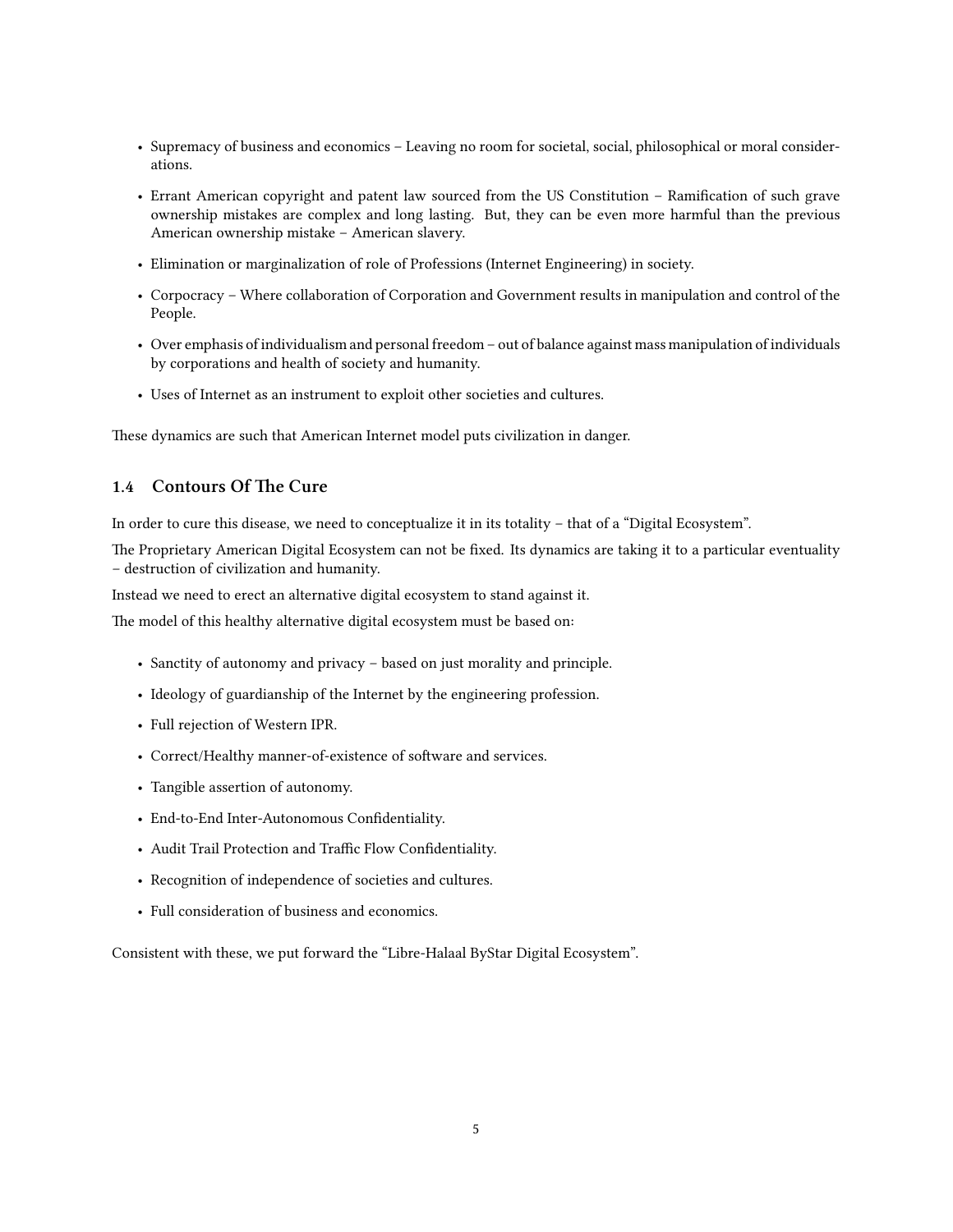- Supremacy of business and economics – Leaving no room for societal, social, philosophical or moral considerations.
- Errant American copyright and patent law sourced from the US Constitution – Ramification of such grave ownership mistakes are complex and long lasting. But, they can be even more harmful than the previous American ownership mistake – American slavery.
- Elimination or marginalization of role of Professions (Internet Engineering) in society.
- Corpocracy – Where collaboration of Corporation and Government results in manipulation and control of the People.
- Over emphasis of individualism and personal freedom – out of balance against mass manipulation of individuals by corporations and health of society and humanity.
- Uses of Internet as an instrument to exploit other societies and cultures.

These dynamics are such that American Internet model puts civilization in danger.

### 1.4 Contours Of The Cure

In order to cure this disease, we need to conceptualize it in its totality – that of a "Digital Ecosystem".

The Proprietary American Digital Ecosystem can not be fixed. Its dynamics are taking it to a particular eventuality – destruction of civilization and humanity.

Instead we need to erect an alternative digital ecosystem to stand against it.

The model of this healthy alternative digital ecosystem must be based on:

- Sanctity of autonomy and privacy – based on just morality and principle.
- Ideology of guardianship of the Internet by the engineering profession.
- Full rejection of Western IPR.
- Correct/Healthy manner-of-existence of software and services.
- Tangible assertion of autonomy.
- End-to-End Inter-Autonomous Confidentiality.
- Audit Trail Protection and Traffic Flow Confidentiality.
- Recognition of independence of societies and cultures.
- Full consideration of business and economics.

Consistent with these, we put forward the "Libre-Halaal ByStar Digital Ecosystem".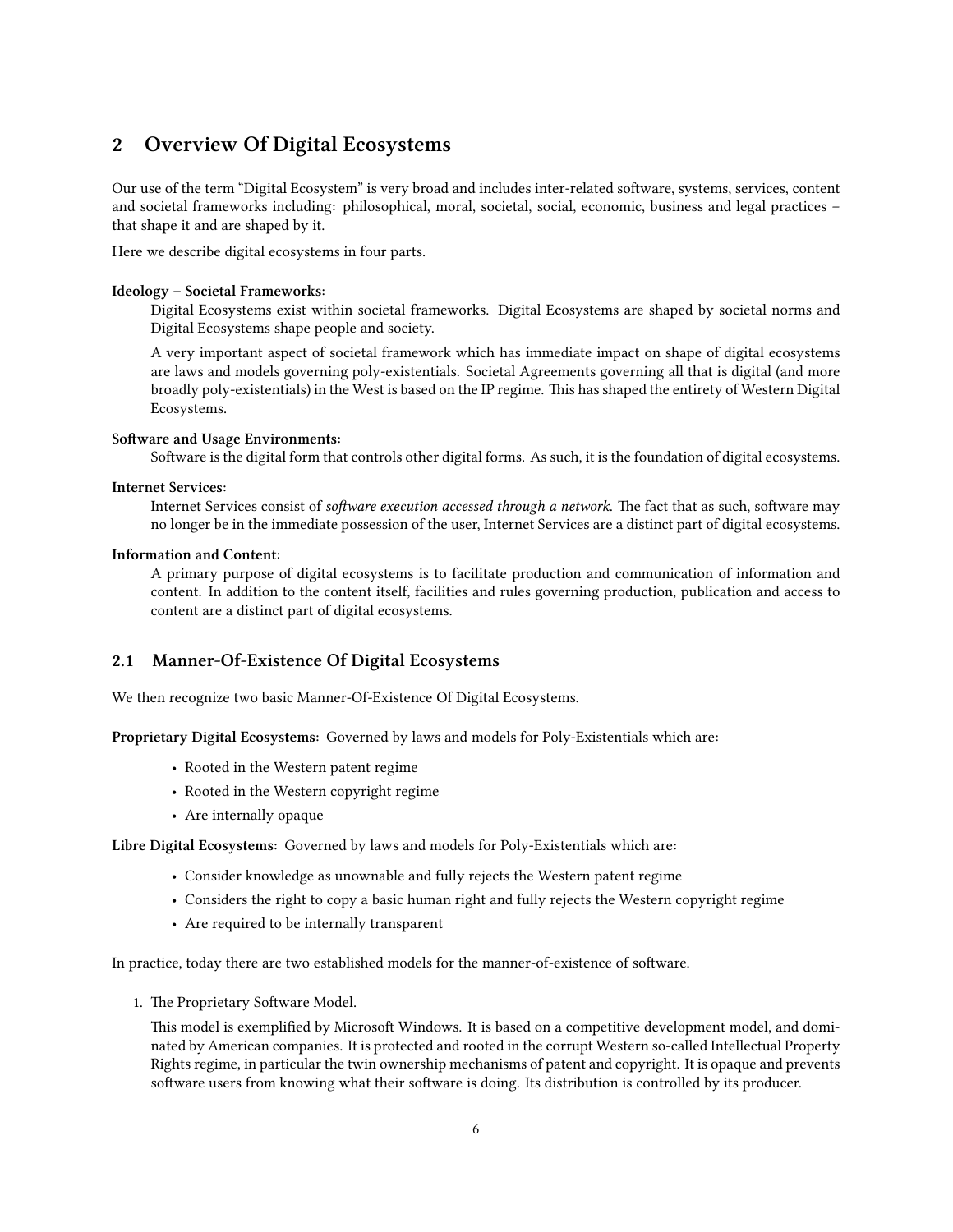## 2 Overview Of Digital Ecosystems

Our use of the term "Digital Ecosystem" is very broad and includes inter-related software, systems, services, content and societal frameworks including: philosophical, moral, societal, social, economic, business and legal practices – that shape it and are shaped by it.

Here we describe digital ecosystems in four parts.

**Ideology – Societal Frameworks:**

Digital Ecosystems exist within societal frameworks. Digital Ecosystems are shaped by societal norms and Digital Ecosystems shape people and society.

A very important aspect of societal framework which has immediate impact on shape of digital ecosystems are laws and models governing poly-existentials. Societal Agreements governing all that is digital (and more broadly poly-existentials) in the West is based on the IP regime. This has shaped the entirety of Western Digital Ecosystems.

**Software and Usage Environments:**

Software is the digital form that controls other digital forms. As such, it is the foundation of digital ecosystems.

**Internet Services:**

Internet Services consist of *software execution accessed through a network*. The fact that as such, software may no longer be in the immediate possession of the user, Internet Services are a distinct part of digital ecosystems.

**Information and Content:**

A primary purpose of digital ecosystems is to facilitate production and communication of information and content. In addition to the content itself, facilities and rules governing production, publication and access to content are a distinct part of digital ecosystems.

### 2.1 Manner-Of-Existence Of Digital Ecosystems

We then recognize two basic Manner-Of-Existence Of Digital Ecosystems.

**Proprietary Digital Ecosystems:** Governed by laws and models for Poly-Existentials which are:

- Rooted in the Western patent regime
- Rooted in the Western copyright regime
- Are internally opaque

**Libre Digital Ecosystems:** Governed by laws and models for Poly-Existentials which are:

- Consider knowledge as unownable and fully rejects the Western patent regime
- Considers the right to copy a basic human right and fully rejects the Western copyright regime
- Are required to be internally transparent

In practice, today there are two established models for the manner-of-existence of software.

1. The Proprietary Software Model.

   This model is exemplified by Microsoft Windows. It is based on a competitive development model, and dominated by American companies. It is protected and rooted in the corrupt Western so-called Intellectual Property Rights regime, in particular the twin ownership mechanisms of patent and copyright. It is opaque and prevents software users from knowing what their software is doing. Its distribution is controlled by its producer.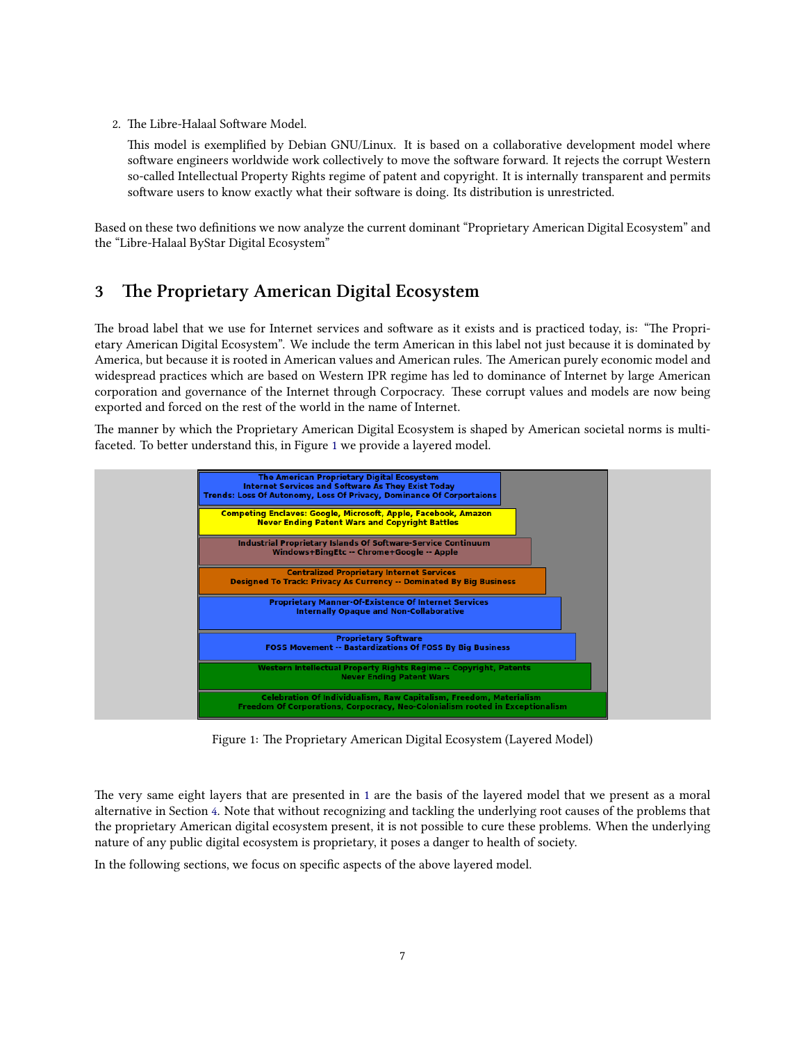2. The Libre-Halaal Software Model.

   This model is exemplified by Debian GNU/Linux. It is based on a collaborative development model where software engineers worldwide work collectively to move the software forward. It rejects the corrupt Western so-called Intellectual Property Rights regime of patent and copyright. It is internally transparent and permits software users to know exactly what their software is doing. Its distribution is unrestricted.

Based on these two definitions we now analyze the current dominant "Proprietary American Digital Ecosystem" and the "Libre-Halaal ByStar Digital Ecosystem"

## 3 The Proprietary American Digital Ecosystem

The broad label that we use for Internet services and software as it exists and is practiced today, is: "The Proprietary American Digital Ecosystem". We include the term American in this label not just because it is dominated by America, but because it is rooted in American values and American rules. The American purely economic model and widespread practices which are based on Western IPR regime has led to dominance of Internet by large American corporation and governance of the Internet through Corpocracy. These corrupt values and models are now being exported and forced on the rest of the world in the name of Internet.

The manner by which the Proprietary American Digital Ecosystem is shaped by American societal norms is multi-faceted. To better understand this, in Figure 1 we provide a layered model.

- **The American Proprietary Digital Ecosystem**
  **Internet Services and Software As They Exist Today**
  **Trends: Loss Of Autonomy, Loss Of Privacy, Dominance Of Corportaions**
- **Competing Enclaves: Google, Microsoft, Apple, Facebook, Amazon**
  **Never Ending Patent Wars and Copyright Battles**
- **Industrial Proprietary Islands Of Software-Service Continuum**
  **Windows+BingEtc -- Chrome+Google -- Apple**
- **Centralized Proprietary Internet Services**
  **Designed To Track: Privacy As Currency -- Dominated By Big Business**
- **Proprietary Manner-Of-Existence Of Internet Services**
  **Internally Opaque and Non-Collaborative**
- **Proprietary Software**
  **FOSS Movement -- Bastardizations Of FOSS By Big Business**
- **Western Intellectual Property Rights Regime -- Copyright, Patents**
  **Never Ending Patent Wars**
- **Celebration Of Individualism, Raw Capitalism, Freedom, Materialism**
  **Freedom Of Corporations, Corpocracy, Neo-Colonialism rooted in Exceptionalism**

Figure 1: The Proprietary American Digital Ecosystem (Layered Model)

The very same eight layers that are presented in 1 are the basis of the layered model that we present as a moral alternative in Section 4. Note that without recognizing and tackling the underlying root causes of the problems that the proprietary American digital ecosystem present, it is not possible to cure these problems. When the underlying nature of any public digital ecosystem is proprietary, it poses a danger to health of society.

In the following sections, we focus on specific aspects of the above layered model.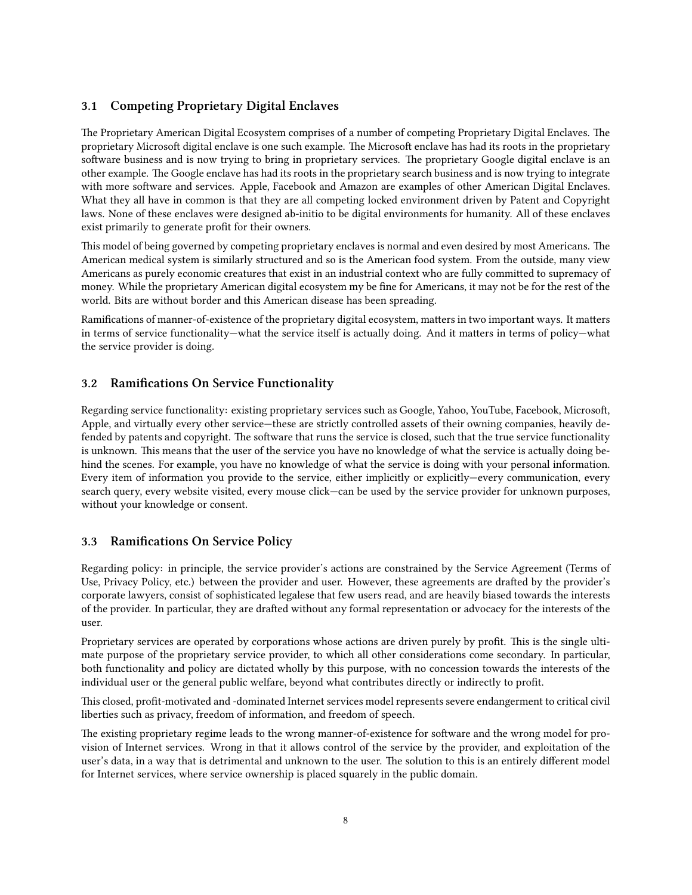### 3.1 Competing Proprietary Digital Enclaves

The Proprietary American Digital Ecosystem comprises of a number of competing Proprietary Digital Enclaves. The proprietary Microsoft digital enclave is one such example. The Microsoft enclave has had its roots in the proprietary software business and is now trying to bring in proprietary services. The proprietary Google digital enclave is an other example. The Google enclave has had its roots in the proprietary search business and is now trying to integrate with more software and services. Apple, Facebook and Amazon are examples of other American Digital Enclaves. What they all have in common is that they are all competing locked environment driven by Patent and Copyright laws. None of these enclaves were designed ab-initio to be digital environments for humanity. All of these enclaves exist primarily to generate profit for their owners.

This model of being governed by competing proprietary enclaves is normal and even desired by most Americans. The American medical system is similarly structured and so is the American food system. From the outside, many view Americans as purely economic creatures that exist in an industrial context who are fully committed to supremacy of money. While the proprietary American digital ecosystem my be fine for Americans, it may not be for the rest of the world. Bits are without border and this American disease has been spreading.

Ramifications of manner-of-existence of the proprietary digital ecosystem, matters in two important ways. It matters in terms of service functionality—what the service itself is actually doing. And it matters in terms of policy—what the service provider is doing.

### 3.2 Ramifications On Service Functionality

Regarding service functionality: existing proprietary services such as Google, Yahoo, YouTube, Facebook, Microsoft, Apple, and virtually every other service—these are strictly controlled assets of their owning companies, heavily defended by patents and copyright. The software that runs the service is closed, such that the true service functionality is unknown. This means that the user of the service you have no knowledge of what the service is actually doing behind the scenes. For example, you have no knowledge of what the service is doing with your personal information. Every item of information you provide to the service, either implicitly or explicitly—every communication, every search query, every website visited, every mouse click—can be used by the service provider for unknown purposes, without your knowledge or consent.

### 3.3 Ramifications On Service Policy

Regarding policy: in principle, the service provider's actions are constrained by the Service Agreement (Terms of Use, Privacy Policy, etc.) between the provider and user. However, these agreements are drafted by the provider's corporate lawyers, consist of sophisticated legalese that few users read, and are heavily biased towards the interests of the provider. In particular, they are drafted without any formal representation or advocacy for the interests of the user.

Proprietary services are operated by corporations whose actions are driven purely by profit. This is the single ultimate purpose of the proprietary service provider, to which all other considerations come secondary. In particular, both functionality and policy are dictated wholly by this purpose, with no concession towards the interests of the individual user or the general public welfare, beyond what contributes directly or indirectly to profit.

This closed, profit-motivated and -dominated Internet services model represents severe endangerment to critical civil liberties such as privacy, freedom of information, and freedom of speech.

The existing proprietary regime leads to the wrong manner-of-existence for software and the wrong model for provision of Internet services. Wrong in that it allows control of the service by the provider, and exploitation of the user's data, in a way that is detrimental and unknown to the user. The solution to this is an entirely different model for Internet services, where service ownership is placed squarely in the public domain.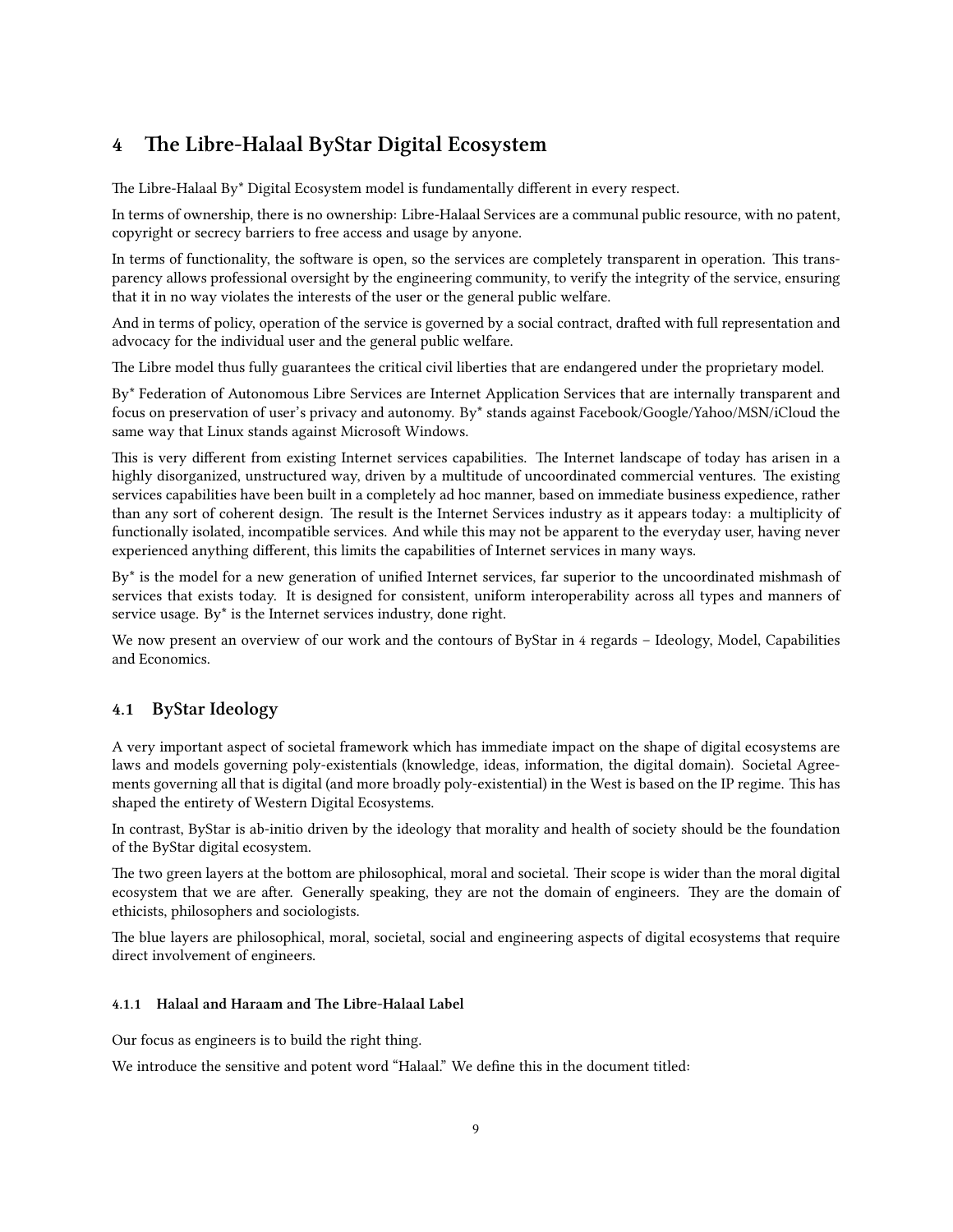## 4 The Libre-Halaal ByStar Digital Ecosystem

The Libre-Halaal By* Digital Ecosystem model is fundamentally different in every respect.

In terms of ownership, there is no ownership: Libre-Halaal Services are a communal public resource, with no patent, copyright or secrecy barriers to free access and usage by anyone.

In terms of functionality, the software is open, so the services are completely transparent in operation. This transparency allows professional oversight by the engineering community, to verify the integrity of the service, ensuring that it in no way violates the interests of the user or the general public welfare.

And in terms of policy, operation of the service is governed by a social contract, drafted with full representation and advocacy for the individual user and the general public welfare.

The Libre model thus fully guarantees the critical civil liberties that are endangered under the proprietary model.

By* Federation of Autonomous Libre Services are Internet Application Services that are internally transparent and focus on preservation of user's privacy and autonomy. By* stands against Facebook/Google/Yahoo/MSN/iCloud the same way that Linux stands against Microsoft Windows.

This is very different from existing Internet services capabilities. The Internet landscape of today has arisen in a highly disorganized, unstructured way, driven by a multitude of uncoordinated commercial ventures. The existing services capabilities have been built in a completely ad hoc manner, based on immediate business expedience, rather than any sort of coherent design. The result is the Internet Services industry as it appears today: a multiplicity of functionally isolated, incompatible services. And while this may not be apparent to the everyday user, having never experienced anything different, this limits the capabilities of Internet services in many ways.

By* is the model for a new generation of unified Internet services, far superior to the uncoordinated mishmash of services that exists today. It is designed for consistent, uniform interoperability across all types and manners of service usage. By* is the Internet services industry, done right.

We now present an overview of our work and the contours of ByStar in 4 regards – Ideology, Model, Capabilities and Economics.

### 4.1 ByStar Ideology

A very important aspect of societal framework which has immediate impact on the shape of digital ecosystems are laws and models governing poly-existentials (knowledge, ideas, information, the digital domain). Societal Agreements governing all that is digital (and more broadly poly-existential) in the West is based on the IP regime. This has shaped the entirety of Western Digital Ecosystems.

In contrast, ByStar is ab-initio driven by the ideology that morality and health of society should be the foundation of the ByStar digital ecosystem.

The two green layers at the bottom are philosophical, moral and societal. Their scope is wider than the moral digital ecosystem that we are after. Generally speaking, they are not the domain of engineers. They are the domain of ethicists, philosophers and sociologists.

The blue layers are philosophical, moral, societal, social and engineering aspects of digital ecosystems that require direct involvement of engineers.

#### 4.1.1 Halaal and Haraam and The Libre-Halaal Label

Our focus as engineers is to build the right thing.

We introduce the sensitive and potent word "Halaal." We define this in the document titled: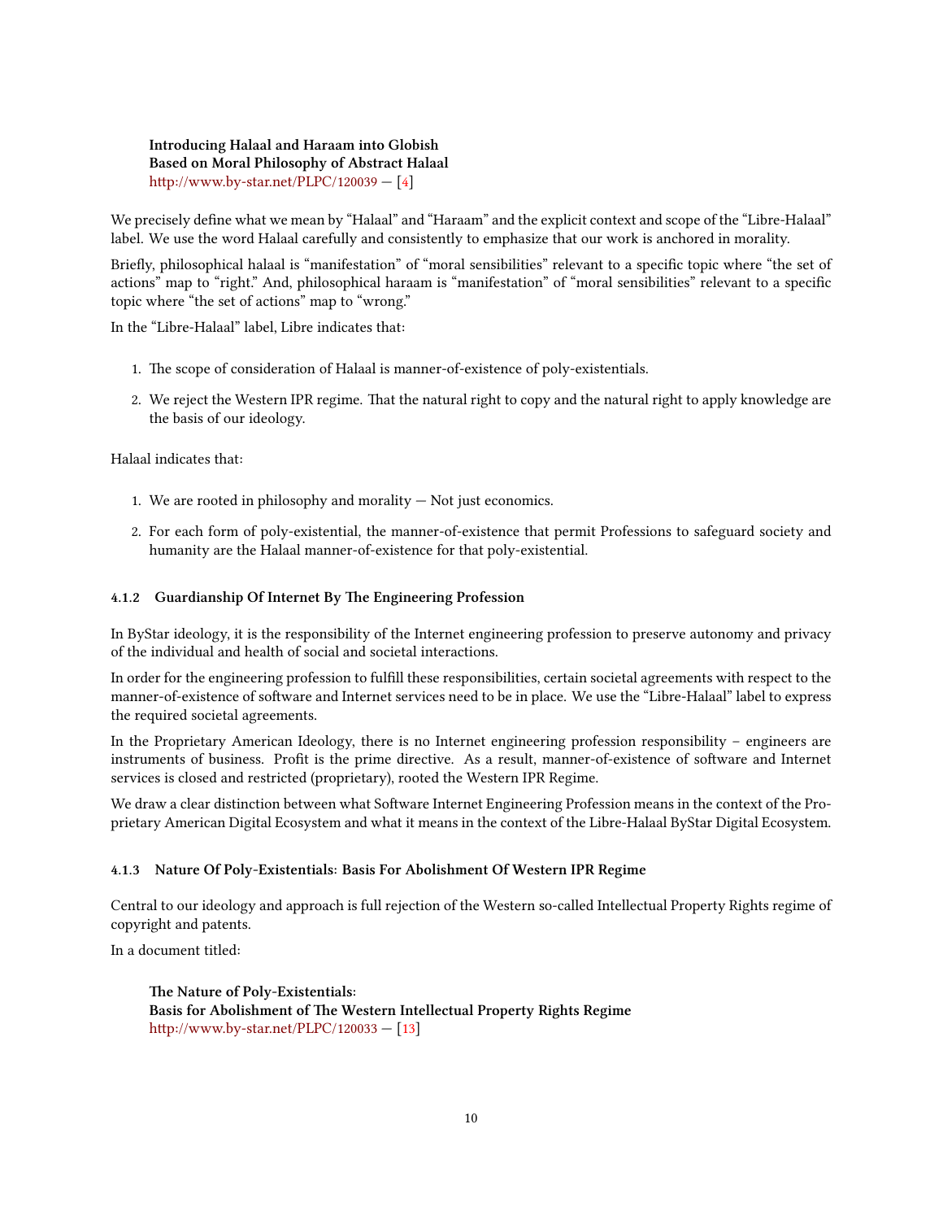**Introducing Halaal and Haraam into Globish**
**Based on Moral Philosophy of Abstract Halaal**
http://www.by-star.net/PLPC/120039 — [4]

We precisely define what we mean by "Halaal" and "Haraam" and the explicit context and scope of the "Libre-Halaal" label. We use the word Halaal carefully and consistently to emphasize that our work is anchored in morality.

Briefly, philosophical halaal is "manifestation" of "moral sensibilities" relevant to a specific topic where "the set of actions" map to "right." And, philosophical haraam is "manifestation" of "moral sensibilities" relevant to a specific topic where "the set of actions" map to "wrong."

In the "Libre-Halaal" label, Libre indicates that:

1. The scope of consideration of Halaal is manner-of-existence of poly-existentials.
2. We reject the Western IPR regime. That the natural right to copy and the natural right to apply knowledge are the basis of our ideology.

Halaal indicates that:

1. We are rooted in philosophy and morality — Not just economics.
2. For each form of poly-existential, the manner-of-existence that permit Professions to safeguard society and humanity are the Halaal manner-of-existence for that poly-existential.

#### 4.1.2 Guardianship Of Internet By The Engineering Profession

In ByStar ideology, it is the responsibility of the Internet engineering profession to preserve autonomy and privacy of the individual and health of social and societal interactions.

In order for the engineering profession to fulfill these responsibilities, certain societal agreements with respect to the manner-of-existence of software and Internet services need to be in place. We use the "Libre-Halaal" label to express the required societal agreements.

In the Proprietary American Ideology, there is no Internet engineering profession responsibility – engineers are instruments of business. Profit is the prime directive. As a result, manner-of-existence of software and Internet services is closed and restricted (proprietary), rooted the Western IPR Regime.

We draw a clear distinction between what Software Internet Engineering Profession means in the context of the Proprietary American Digital Ecosystem and what it means in the context of the Libre-Halaal ByStar Digital Ecosystem.

#### 4.1.3 Nature Of Poly-Existentials: Basis For Abolishment Of Western IPR Regime

Central to our ideology and approach is full rejection of the Western so-called Intellectual Property Rights regime of copyright and patents.

In a document titled:

**The Nature of Poly-Existentials:**
**Basis for Abolishment of The Western Intellectual Property Rights Regime**
http://www.by-star.net/PLPC/120033 — [13]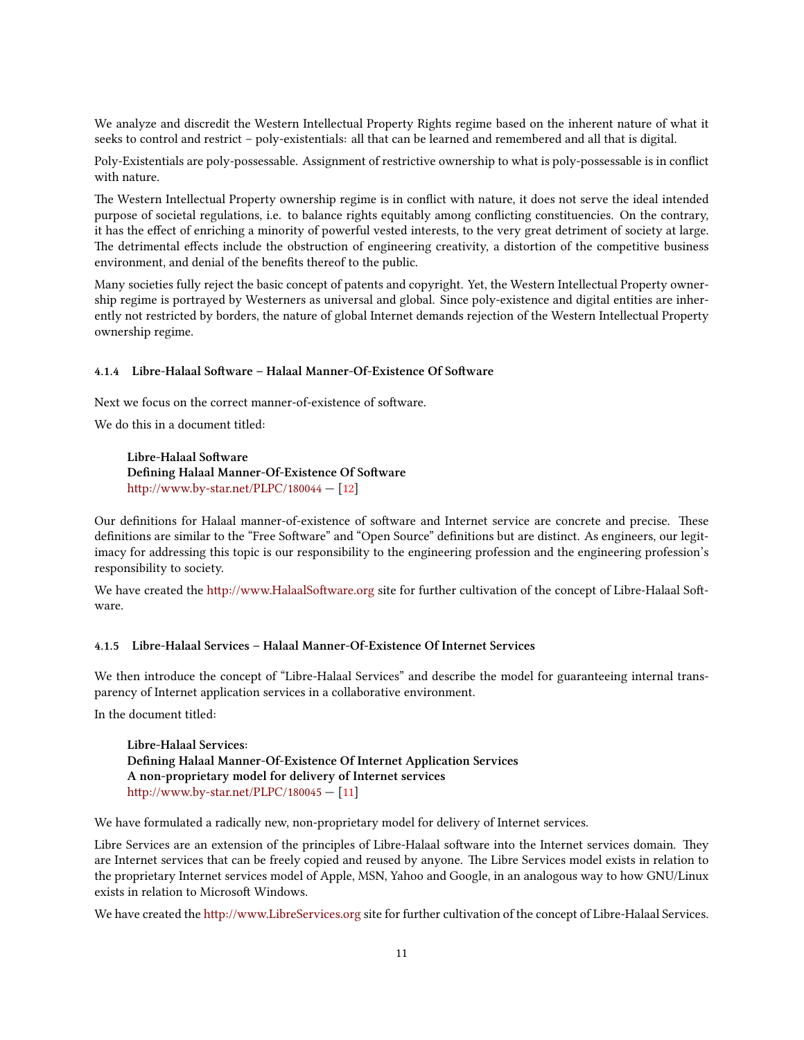We analyze and discredit the Western Intellectual Property Rights regime based on the inherent nature of what it seeks to control and restrict – poly-existentials: all that can be learned and remembered and all that is digital.

Poly-Existentials are poly-possessable. Assignment of restrictive ownership to what is poly-possessable is in conflict with nature.

The Western Intellectual Property ownership regime is in conflict with nature, it does not serve the ideal intended purpose of societal regulations, i.e. to balance rights equitably among conflicting constituencies. On the contrary, it has the effect of enriching a minority of powerful vested interests, to the very great detriment of society at large. The detrimental effects include the obstruction of engineering creativity, a distortion of the competitive business environment, and denial of the benefits thereof to the public.

Many societies fully reject the basic concept of patents and copyright. Yet, the Western Intellectual Property ownership regime is portrayed by Westerners as universal and global. Since poly-existence and digital entities are inherently not restricted by borders, the nature of global Internet demands rejection of the Western Intellectual Property ownership regime.

#### 4.1.4 Libre-Halaal Software – Halaal Manner-Of-Existence Of Software

Next we focus on the correct manner-of-existence of software.

We do this in a document titled:

> **Libre-Halaal Software**
> **Defining Halaal Manner-Of-Existence Of Software**
> http://www.by-star.net/PLPC/180044 — [12]

Our definitions for Halaal manner-of-existence of software and Internet service are concrete and precise. These definitions are similar to the "Free Software" and "Open Source" definitions but are distinct. As engineers, our legitimacy for addressing this topic is our responsibility to the engineering profession and the engineering profession's responsibility to society.

We have created the http://www.HalaalSoftware.org site for further cultivation of the concept of Libre-Halaal Software.

#### 4.1.5 Libre-Halaal Services – Halaal Manner-Of-Existence Of Internet Services

We then introduce the concept of "Libre-Halaal Services" and describe the model for guaranteeing internal transparency of Internet application services in a collaborative environment.

In the document titled:

> **Libre-Halaal Services:**
> **Defining Halaal Manner-Of-Existence Of Internet Application Services**
> **A non-proprietary model for delivery of Internet services**
> http://www.by-star.net/PLPC/180045 — [11]

We have formulated a radically new, non-proprietary model for delivery of Internet services.

Libre Services are an extension of the principles of Libre-Halaal software into the Internet services domain. They are Internet services that can be freely copied and reused by anyone. The Libre Services model exists in relation to the proprietary Internet services model of Apple, MSN, Yahoo and Google, in an analogous way to how GNU/Linux exists in relation to Microsoft Windows.

We have created the http://www.LibreServices.org site for further cultivation of the concept of Libre-Halaal Services.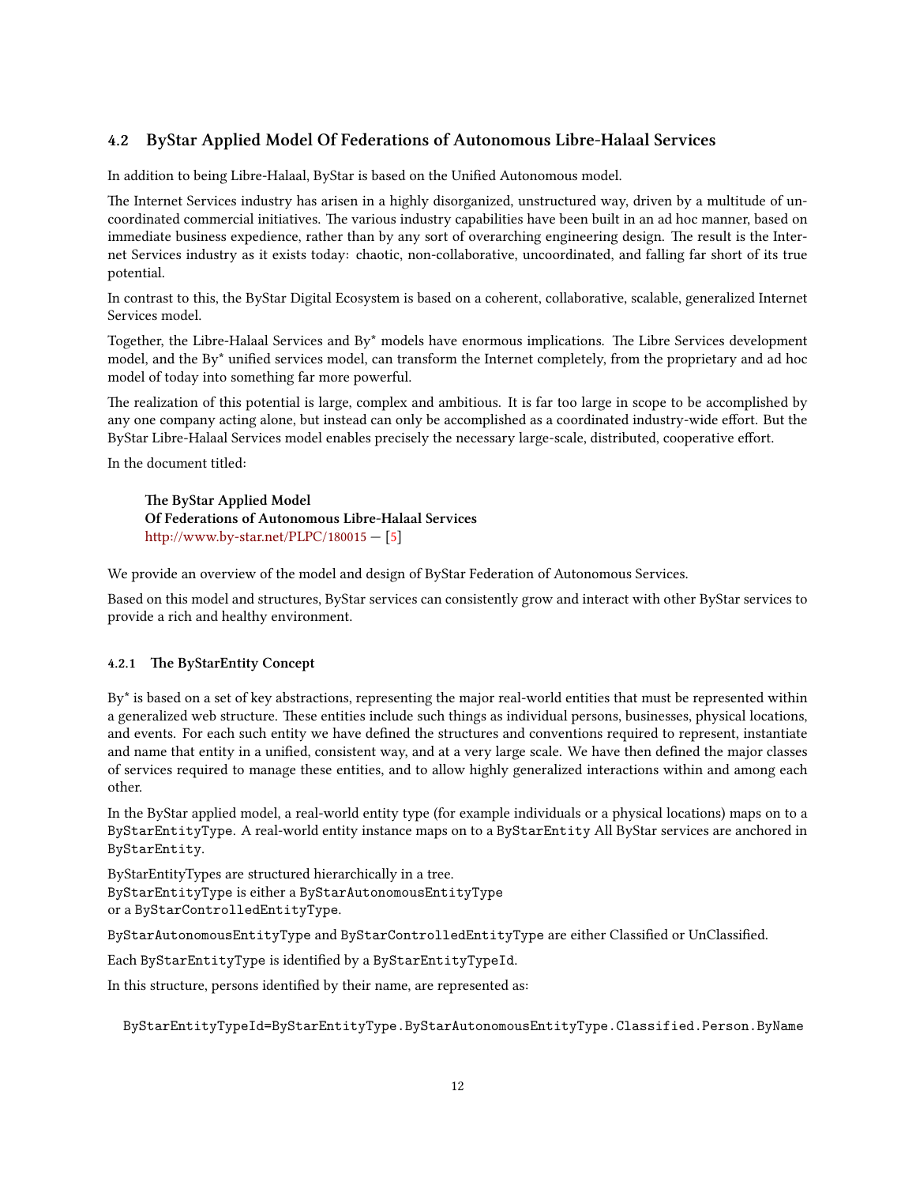## 4.2 ByStar Applied Model Of Federations of Autonomous Libre-Halaal Services

In addition to being Libre-Halaal, ByStar is based on the Unified Autonomous model.

The Internet Services industry has arisen in a highly disorganized, unstructured way, driven by a multitude of uncoordinated commercial initiatives. The various industry capabilities have been built in an ad hoc manner, based on immediate business expedience, rather than by any sort of overarching engineering design. The result is the Internet Services industry as it exists today: chaotic, non-collaborative, uncoordinated, and falling far short of its true potential.

In contrast to this, the ByStar Digital Ecosystem is based on a coherent, collaborative, scalable, generalized Internet Services model.

Together, the Libre-Halaal Services and By* models have enormous implications. The Libre Services development model, and the By* unified services model, can transform the Internet completely, from the proprietary and ad hoc model of today into something far more powerful.

The realization of this potential is large, complex and ambitious. It is far too large in scope to be accomplished by any one company acting alone, but instead can only be accomplished as a coordinated industry-wide effort. But the ByStar Libre-Halaal Services model enables precisely the necessary large-scale, distributed, cooperative effort.

In the document titled:

> **The ByStar Applied Model**
> **Of Federations of Autonomous Libre-Halaal Services**
> http://www.by-star.net/PLPC/180015 — [5]

We provide an overview of the model and design of ByStar Federation of Autonomous Services.

Based on this model and structures, ByStar services can consistently grow and interact with other ByStar services to provide a rich and healthy environment.

### 4.2.1 The ByStarEntity Concept

By* is based on a set of key abstractions, representing the major real-world entities that must be represented within a generalized web structure. These entities include such things as individual persons, businesses, physical locations, and events. For each such entity we have defined the structures and conventions required to represent, instantiate and name that entity in a unified, consistent way, and at a very large scale. We have then defined the major classes of services required to manage these entities, and to allow highly generalized interactions within and among each other.

In the ByStar applied model, a real-world entity type (for example individuals or a physical locations) maps on to a `ByStarEntityType`. A real-world entity instance maps on to a `ByStarEntity` All ByStar services are anchored in `ByStarEntity`.

ByStarEntityTypes are structured hierarchically in a tree.
ByStarEntityType is either a `ByStarAutonomousEntityType`
or a `ByStarControlledEntityType`.

`ByStarAutonomousEntityType` and `ByStarControlledEntityType` are either Classified or UnClassified.

Each `ByStarEntityType` is identified by a `ByStarEntityTypeId`.

In this structure, persons identified by their name, are represented as:

```
ByStarEntityTypeId=ByStarEntityType.ByStarAutonomousEntityType.Classified.Person.ByName
```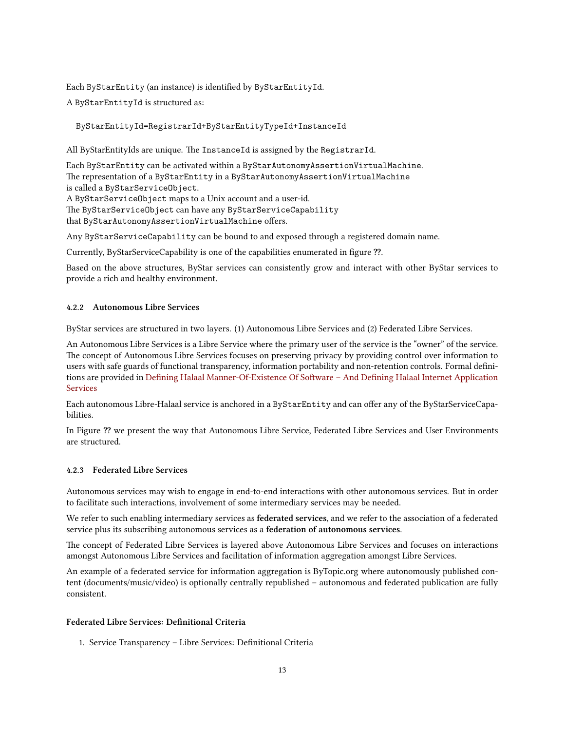Each `ByStarEntity` (an instance) is identified by `ByStarEntityId`.

A `ByStarEntityId` is structured as:

```
ByStarEntityId=RegistrarId+ByStarEntityTypeId+InstanceId
```

All ByStarEntityIds are unique. The `InstanceId` is assigned by the `RegistrarId`.

Each `ByStarEntity` can be activated within a `ByStarAutonomyAssertionVirtualMachine`.
The representation of a `ByStarEntity` in a `ByStarAutonomyAssertionVirtualMachine` is called a `ByStarServiceObject`.
A `ByStarServiceObject` maps to a Unix account and a user-id.
The `ByStarServiceObject` can have any `ByStarServiceCapability` that `ByStarAutonomyAssertionVirtualMachine` offers.

Any `ByStarServiceCapability` can be bound to and exposed through a registered domain name.

Currently, ByStarServiceCapability is one of the capabilities enumerated in figure **??**.

Based on the above structures, ByStar services can consistently grow and interact with other ByStar services to provide a rich and healthy environment.

#### 4.2.2 Autonomous Libre Services

ByStar services are structured in two layers. (1) Autonomous Libre Services and (2) Federated Libre Services.

An Autonomous Libre Services is a Libre Service where the primary user of the service is the "owner" of the service. The concept of Autonomous Libre Services focuses on preserving privacy by providing control over information to users with safe guards of functional transparency, information portability and non-retention controls. Formal definitions are provided in Defining Halaal Manner-Of-Existence Of Software – And Defining Halaal Internet Application Services

Each autonomous Libre-Halaal service is anchored in a `ByStarEntity` and can offer any of the ByStarServiceCapabilities.

In Figure **??** we present the way that Autonomous Libre Service, Federated Libre Services and User Environments are structured.

#### 4.2.3 Federated Libre Services

Autonomous services may wish to engage in end-to-end interactions with other autonomous services. But in order to facilitate such interactions, involvement of some intermediary services may be needed.

We refer to such enabling intermediary services as **federated services**, and we refer to the association of a federated service plus its subscribing autonomous services as a **federation of autonomous services**.

The concept of Federated Libre Services is layered above Autonomous Libre Services and focuses on interactions amongst Autonomous Libre Services and facilitation of information aggregation amongst Libre Services.

An example of a federated service for information aggregation is ByTopic.org where autonomously published content (documents/music/video) is optionally centrally republished – autonomous and federated publication are fully consistent.

**Federated Libre Services: Definitional Criteria**

1. Service Transparency – Libre Services: Definitional Criteria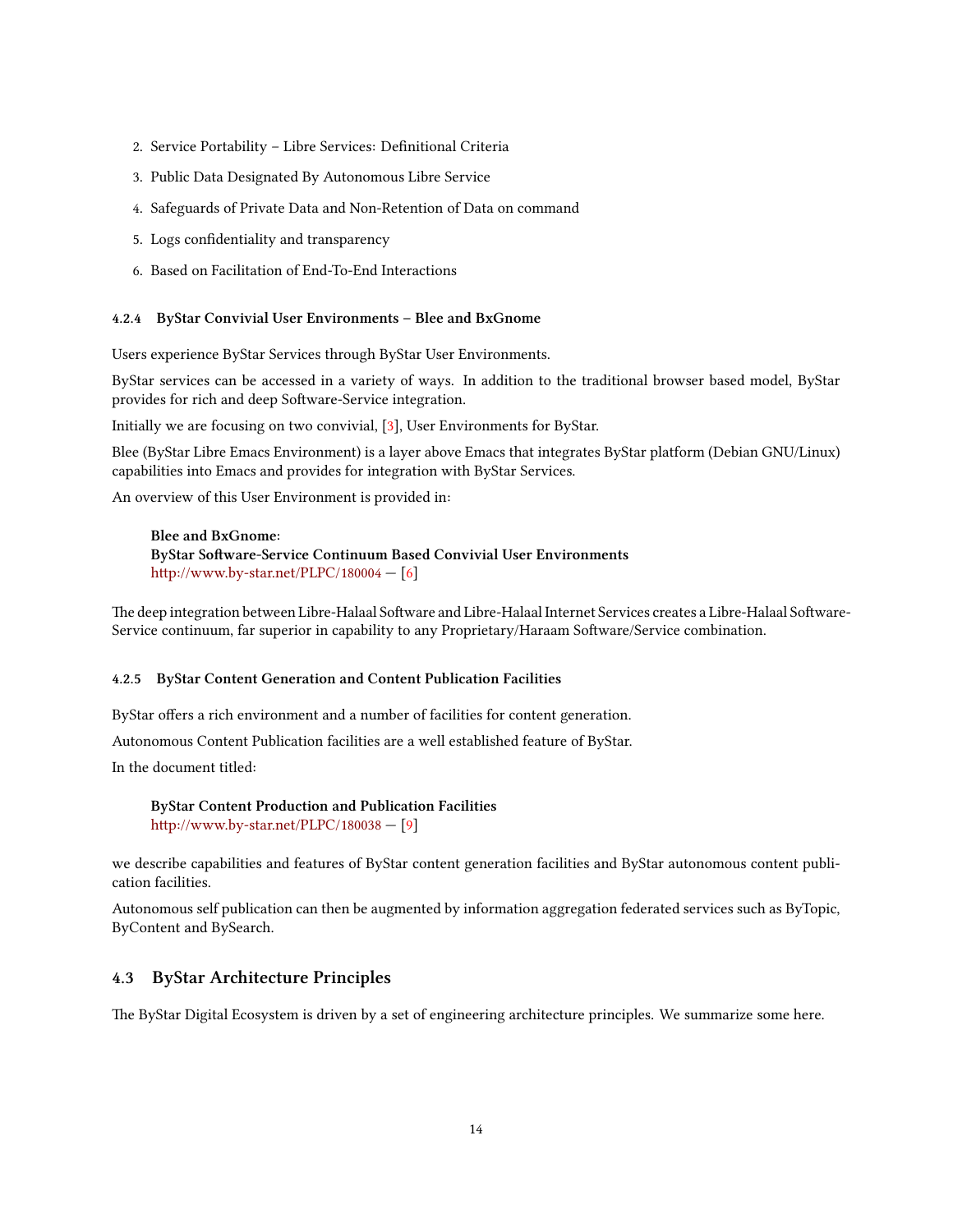2. Service Portability – Libre Services: Definitional Criteria
3. Public Data Designated By Autonomous Libre Service
4. Safeguards of Private Data and Non-Retention of Data on command
5. Logs confidentiality and transparency
6. Based on Facilitation of End-To-End Interactions

#### 4.2.4 ByStar Convivial User Environments – Blee and BxGnome

Users experience ByStar Services through ByStar User Environments.

ByStar services can be accessed in a variety of ways. In addition to the traditional browser based model, ByStar provides for rich and deep Software-Service integration.

Initially we are focusing on two convivial, [3], User Environments for ByStar.

Blee (ByStar Libre Emacs Environment) is a layer above Emacs that integrates ByStar platform (Debian GNU/Linux) capabilities into Emacs and provides for integration with ByStar Services.

An overview of this User Environment is provided in:

> **Blee and BxGnome:**
> **ByStar Software-Service Continuum Based Convivial User Environments**
> http://www.by-star.net/PLPC/180004 — [6]

The deep integration between Libre-Halaal Software and Libre-Halaal Internet Services creates a Libre-Halaal Software-Service continuum, far superior in capability to any Proprietary/Haraam Software/Service combination.

#### 4.2.5 ByStar Content Generation and Content Publication Facilities

ByStar offers a rich environment and a number of facilities for content generation.

Autonomous Content Publication facilities are a well established feature of ByStar.

In the document titled:

> **ByStar Content Production and Publication Facilities**
> http://www.by-star.net/PLPC/180038 — [9]

we describe capabilities and features of ByStar content generation facilities and ByStar autonomous content publication facilities.

Autonomous self publication can then be augmented by information aggregation federated services such as ByTopic, ByContent and BySearch.

### 4.3 ByStar Architecture Principles

The ByStar Digital Ecosystem is driven by a set of engineering architecture principles. We summarize some here.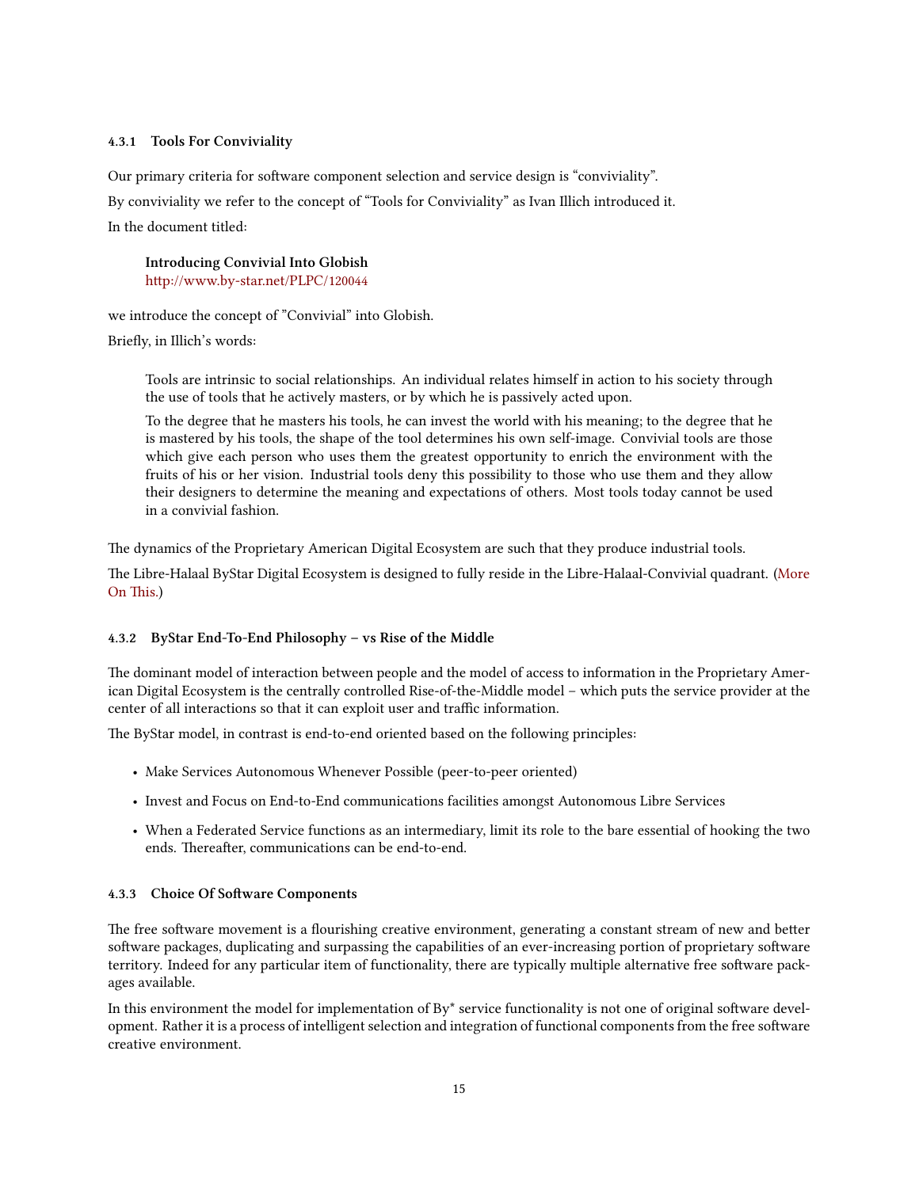### 4.3.1 Tools For Conviviality

Our primary criteria for software component selection and service design is "conviviality".

By conviviality we refer to the concept of "Tools for Conviviality" as Ivan Illich introduced it.

In the document titled:

> **Introducing Convivial Into Globish**
> http://www.by-star.net/PLPC/120044

we introduce the concept of "Convivial" into Globish.

Briefly, in Illich's words:

> Tools are intrinsic to social relationships. An individual relates himself in action to his society through the use of tools that he actively masters, or by which he is passively acted upon.
>
> To the degree that he masters his tools, he can invest the world with his meaning; to the degree that he is mastered by his tools, the shape of the tool determines his own self-image. Convivial tools are those which give each person who uses them the greatest opportunity to enrich the environment with the fruits of his or her vision. Industrial tools deny this possibility to those who use them and they allow their designers to determine the meaning and expectations of others. Most tools today cannot be used in a convivial fashion.

The dynamics of the Proprietary American Digital Ecosystem are such that they produce industrial tools.

The Libre-Halaal ByStar Digital Ecosystem is designed to fully reside in the Libre-Halaal-Convivial quadrant. (More On This.)

### 4.3.2 ByStar End-To-End Philosophy – vs Rise of the Middle

The dominant model of interaction between people and the model of access to information in the Proprietary American Digital Ecosystem is the centrally controlled Rise-of-the-Middle model – which puts the service provider at the center of all interactions so that it can exploit user and traffic information.

The ByStar model, in contrast is end-to-end oriented based on the following principles:

- Make Services Autonomous Whenever Possible (peer-to-peer oriented)
- Invest and Focus on End-to-End communications facilities amongst Autonomous Libre Services
- When a Federated Service functions as an intermediary, limit its role to the bare essential of hooking the two ends. Thereafter, communications can be end-to-end.

### 4.3.3 Choice Of Software Components

The free software movement is a flourishing creative environment, generating a constant stream of new and better software packages, duplicating and surpassing the capabilities of an ever-increasing portion of proprietary software territory. Indeed for any particular item of functionality, there are typically multiple alternative free software packages available.

In this environment the model for implementation of By* service functionality is not one of original software development. Rather it is a process of intelligent selection and integration of functional components from the free software creative environment.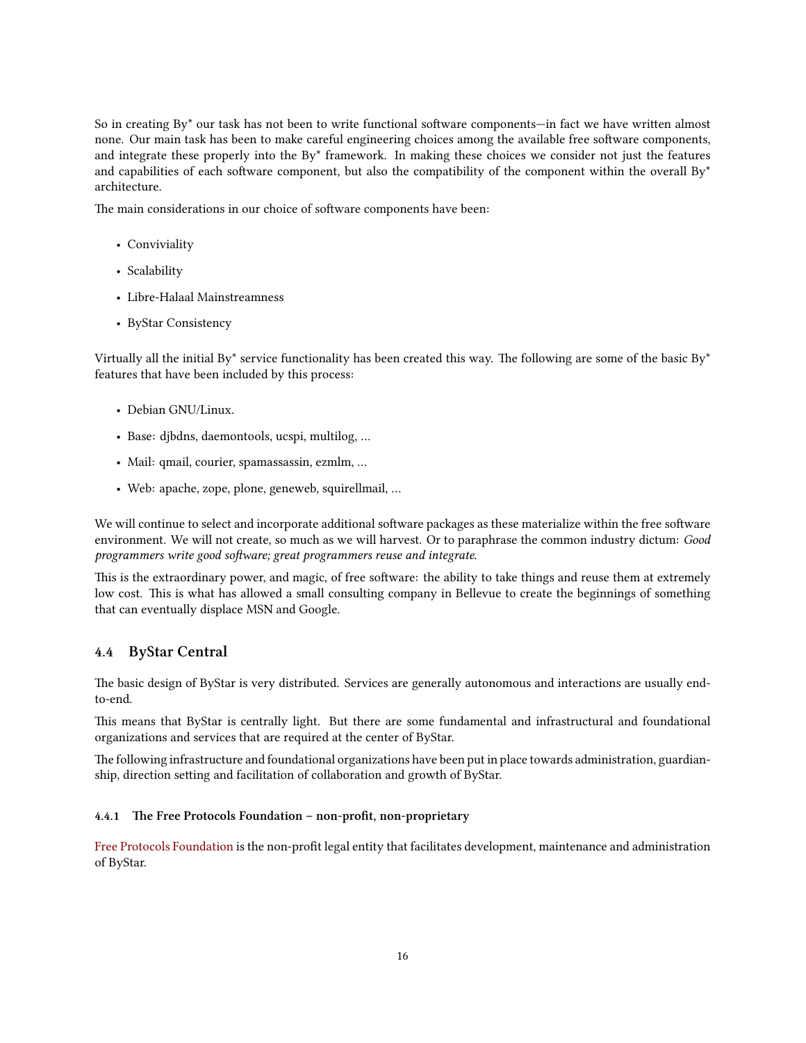So in creating By* our task has not been to write functional software components—in fact we have written almost none. Our main task has been to make careful engineering choices among the available free software components, and integrate these properly into the By* framework. In making these choices we consider not just the features and capabilities of each software component, but also the compatibility of the component within the overall By* architecture.

The main considerations in our choice of software components have been:

- Conviviality
- Scalability
- Libre-Halaal Mainstreamness
- ByStar Consistency

Virtually all the initial By* service functionality has been created this way. The following are some of the basic By* features that have been included by this process:

- Debian GNU/Linux.
- Base: djbdns, daemontools, ucspi, multilog, ...
- Mail: qmail, courier, spamassassin, ezmlm, ...
- Web: apache, zope, plone, geneweb, squirellmail, ...

We will continue to select and incorporate additional software packages as these materialize within the free software environment. We will not create, so much as we will harvest. Or to paraphrase the common industry dictum: *Good programmers write good software; great programmers reuse and integrate.*

This is the extraordinary power, and magic, of free software: the ability to take things and reuse them at extremely low cost. This is what has allowed a small consulting company in Bellevue to create the beginnings of something that can eventually displace MSN and Google.

## 4.4 ByStar Central

The basic design of ByStar is very distributed. Services are generally autonomous and interactions are usually end-to-end.

This means that ByStar is centrally light. But there are some fundamental and infrastructural and foundational organizations and services that are required at the center of ByStar.

The following infrastructure and foundational organizations have been put in place towards administration, guardianship, direction setting and facilitation of collaboration and growth of ByStar.

### 4.4.1 The Free Protocols Foundation – non-profit, non-proprietary

Free Protocols Foundation is the non-profit legal entity that facilitates development, maintenance and administration of ByStar.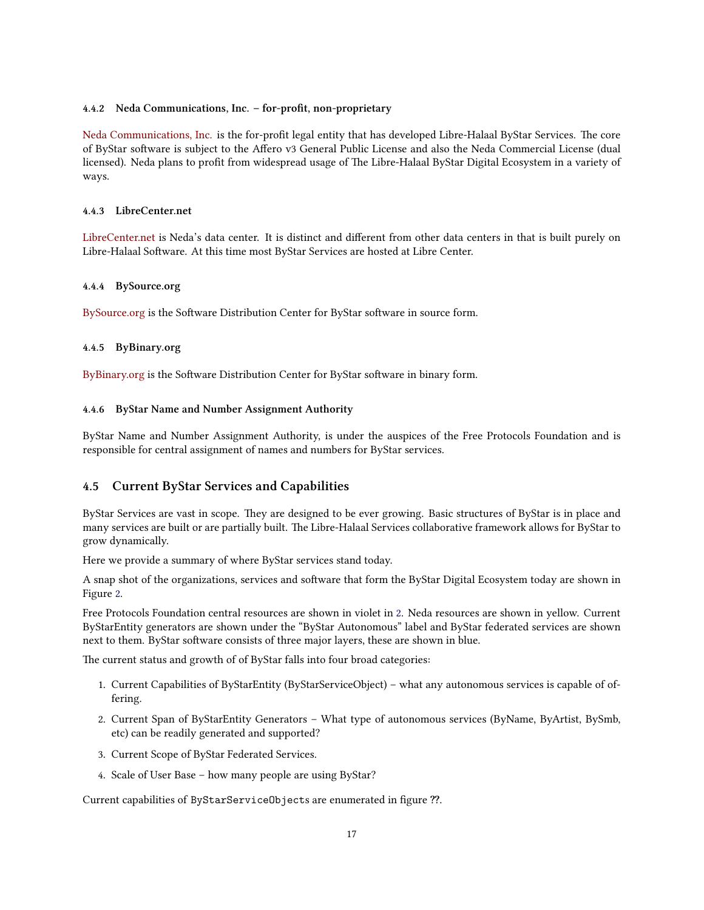#### 4.4.2 Neda Communications, Inc. – for-profit, non-proprietary

Neda Communications, Inc. is the for-profit legal entity that has developed Libre-Halaal ByStar Services. The core of ByStar software is subject to the Affero v3 General Public License and also the Neda Commercial License (dual licensed). Neda plans to profit from widespread usage of The Libre-Halaal ByStar Digital Ecosystem in a variety of ways.

#### 4.4.3 LibreCenter.net

LibreCenter.net is Neda's data center. It is distinct and different from other data centers in that is built purely on Libre-Halaal Software. At this time most ByStar Services are hosted at Libre Center.

#### 4.4.4 BySource.org

BySource.org is the Software Distribution Center for ByStar software in source form.

#### 4.4.5 ByBinary.org

ByBinary.org is the Software Distribution Center for ByStar software in binary form.

#### 4.4.6 ByStar Name and Number Assignment Authority

ByStar Name and Number Assignment Authority, is under the auspices of the Free Protocols Foundation and is responsible for central assignment of names and numbers for ByStar services.

### 4.5 Current ByStar Services and Capabilities

ByStar Services are vast in scope. They are designed to be ever growing. Basic structures of ByStar is in place and many services are built or are partially built. The Libre-Halaal Services collaborative framework allows for ByStar to grow dynamically.

Here we provide a summary of where ByStar services stand today.

A snap shot of the organizations, services and software that form the ByStar Digital Ecosystem today are shown in Figure 2.

Free Protocols Foundation central resources are shown in violet in 2. Neda resources are shown in yellow. Current ByStarEntity generators are shown under the "ByStar Autonomous" label and ByStar federated services are shown next to them. ByStar software consists of three major layers, these are shown in blue.

The current status and growth of of ByStar falls into four broad categories:

1. Current Capabilities of ByStarEntity (ByStarServiceObject) – what any autonomous services is capable of offering.
2. Current Span of ByStarEntity Generators – What type of autonomous services (ByName, ByArtist, BySmb, etc) can be readily generated and supported?
3. Current Scope of ByStar Federated Services.
4. Scale of User Base – how many people are using ByStar?

Current capabilities of `ByStarServiceObjects` are enumerated in figure ??.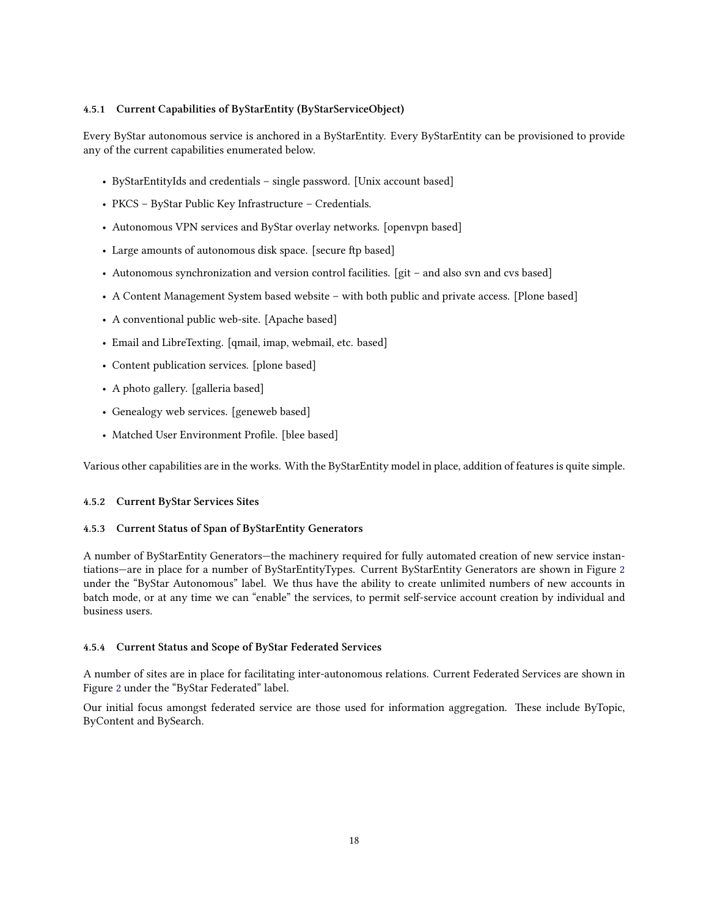### 4.5.1 Current Capabilities of ByStarEntity (ByStarServiceObject)

Every ByStar autonomous service is anchored in a ByStarEntity. Every ByStarEntity can be provisioned to provide any of the current capabilities enumerated below.

- ByStarEntityIds and credentials – single password. [Unix account based]
- PKCS – ByStar Public Key Infrastructure – Credentials.
- Autonomous VPN services and ByStar overlay networks. [openvpn based]
- Large amounts of autonomous disk space. [secure ftp based]
- Autonomous synchronization and version control facilities. [git – and also svn and cvs based]
- A Content Management System based website – with both public and private access. [Plone based]
- A conventional public web-site. [Apache based]
- Email and LibreTexting. [qmail, imap, webmail, etc. based]
- Content publication services. [plone based]
- A photo gallery. [galleria based]
- Genealogy web services. [geneweb based]
- Matched User Environment Profile. [blee based]

Various other capabilities are in the works. With the ByStarEntity model in place, addition of features is quite simple.

### 4.5.2 Current ByStar Services Sites

### 4.5.3 Current Status of Span of ByStarEntity Generators

A number of ByStarEntity Generators—the machinery required for fully automated creation of new service instantiations—are in place for a number of ByStarEntityTypes. Current ByStarEntity Generators are shown in Figure 2 under the "ByStar Autonomous" label. We thus have the ability to create unlimited numbers of new accounts in batch mode, or at any time we can "enable" the services, to permit self-service account creation by individual and business users.

### 4.5.4 Current Status and Scope of ByStar Federated Services

A number of sites are in place for facilitating inter-autonomous relations. Current Federated Services are shown in Figure 2 under the "ByStar Federated" label.

Our initial focus amongst federated service are those used for information aggregation. These include ByTopic, ByContent and BySearch.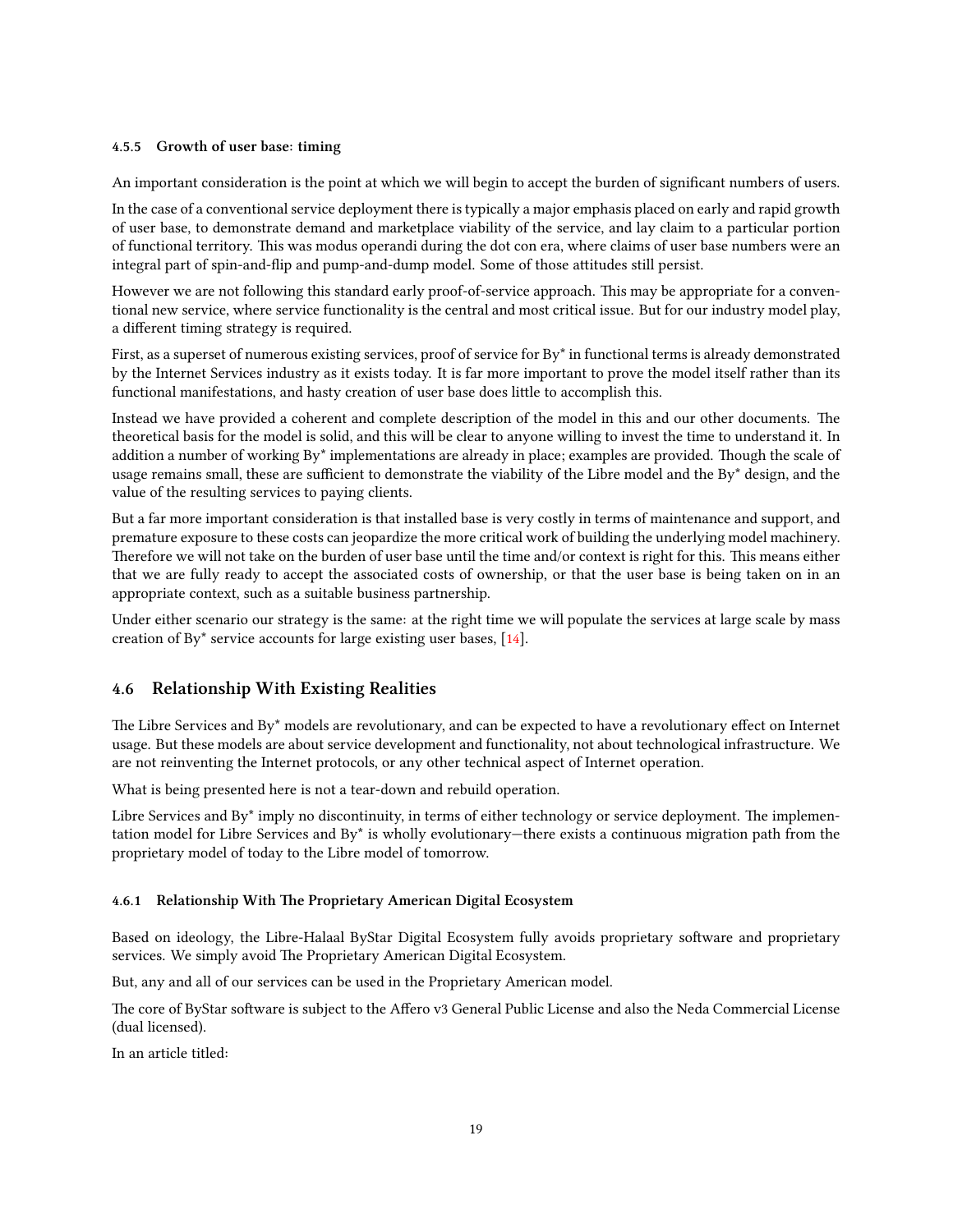#### 4.5.5 Growth of user base: timing

An important consideration is the point at which we will begin to accept the burden of significant numbers of users.

In the case of a conventional service deployment there is typically a major emphasis placed on early and rapid growth of user base, to demonstrate demand and marketplace viability of the service, and lay claim to a particular portion of functional territory. This was modus operandi during the dot con era, where claims of user base numbers were an integral part of spin-and-flip and pump-and-dump model. Some of those attitudes still persist.

However we are not following this standard early proof-of-service approach. This may be appropriate for a conventional new service, where service functionality is the central and most critical issue. But for our industry model play, a different timing strategy is required.

First, as a superset of numerous existing services, proof of service for By* in functional terms is already demonstrated by the Internet Services industry as it exists today. It is far more important to prove the model itself rather than its functional manifestations, and hasty creation of user base does little to accomplish this.

Instead we have provided a coherent and complete description of the model in this and our other documents. The theoretical basis for the model is solid, and this will be clear to anyone willing to invest the time to understand it. In addition a number of working By* implementations are already in place; examples are provided. Though the scale of usage remains small, these are sufficient to demonstrate the viability of the Libre model and the By* design, and the value of the resulting services to paying clients.

But a far more important consideration is that installed base is very costly in terms of maintenance and support, and premature exposure to these costs can jeopardize the more critical work of building the underlying model machinery. Therefore we will not take on the burden of user base until the time and/or context is right for this. This means either that we are fully ready to accept the associated costs of ownership, or that the user base is being taken on in an appropriate context, such as a suitable business partnership.

Under either scenario our strategy is the same: at the right time we will populate the services at large scale by mass creation of By* service accounts for large existing user bases, [14].

### 4.6 Relationship With Existing Realities

The Libre Services and By* models are revolutionary, and can be expected to have a revolutionary effect on Internet usage. But these models are about service development and functionality, not about technological infrastructure. We are not reinventing the Internet protocols, or any other technical aspect of Internet operation.

What is being presented here is not a tear-down and rebuild operation.

Libre Services and By* imply no discontinuity, in terms of either technology or service deployment. The implementation model for Libre Services and By* is wholly evolutionary—there exists a continuous migration path from the proprietary model of today to the Libre model of tomorrow.

#### 4.6.1 Relationship With The Proprietary American Digital Ecosystem

Based on ideology, the Libre-Halaal ByStar Digital Ecosystem fully avoids proprietary software and proprietary services. We simply avoid The Proprietary American Digital Ecosystem.

But, any and all of our services can be used in the Proprietary American model.

The core of ByStar software is subject to the Affero v3 General Public License and also the Neda Commercial License (dual licensed).

In an article titled: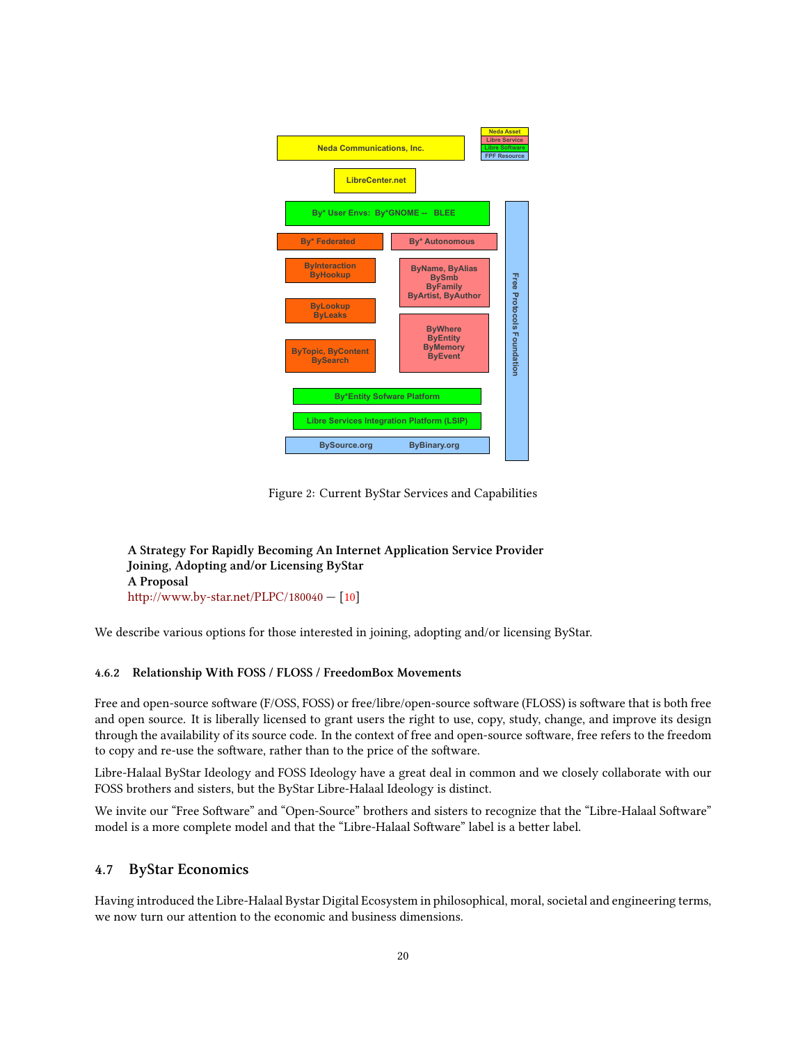Figure 2: Current ByStar Services and Capabilities

**A Strategy For Rapidly Becoming An Internet Application Service Provider**
**Joining, Adopting and/or Licensing ByStar**
**A Proposal**
http://www.by-star.net/PLPC/180040 — [10]

We describe various options for those interested in joining, adopting and/or licensing ByStar.

#### 4.6.2 Relationship With FOSS / FLOSS / FreedomBox Movements

Free and open-source software (F/OSS, FOSS) or free/libre/open-source software (FLOSS) is software that is both free and open source. It is liberally licensed to grant users the right to use, copy, study, change, and improve its design through the availability of its source code. In the context of free and open-source software, free refers to the freedom to copy and re-use the software, rather than to the price of the software.

Libre-Halaal ByStar Ideology and FOSS Ideology have a great deal in common and we closely collaborate with our FOSS brothers and sisters, but the ByStar Libre-Halaal Ideology is distinct.

We invite our “Free Software” and “Open-Source” brothers and sisters to recognize that the “Libre-Halaal Software” model is a more complete model and that the “Libre-Halaal Software” label is a better label.

### 4.7 ByStar Economics

Having introduced the Libre-Halaal Bystar Digital Ecosystem in philosophical, moral, societal and engineering terms, we now turn our attention to the economic and business dimensions.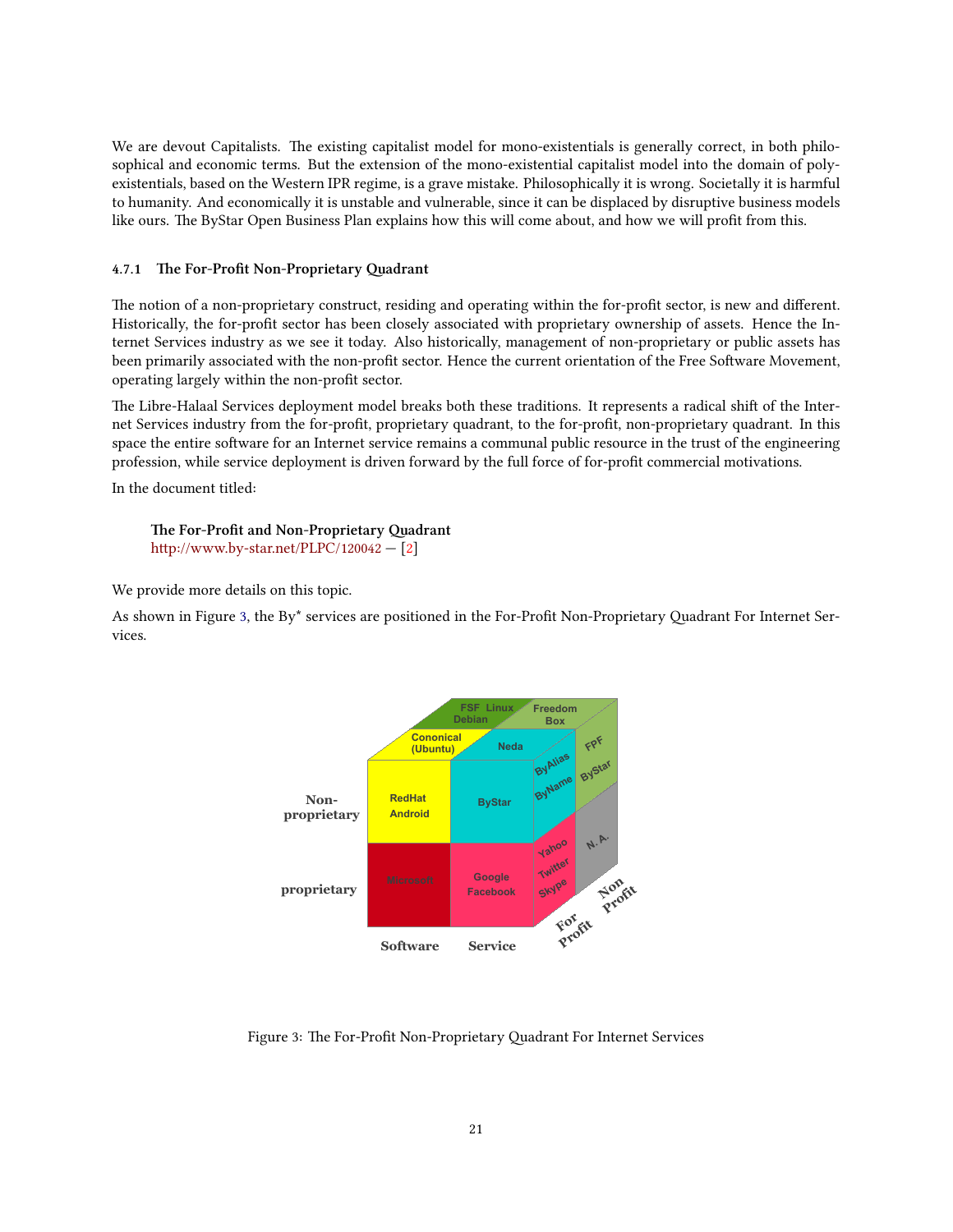We are devout Capitalists. The existing capitalist model for mono-existentials is generally correct, in both philosophical and economic terms. But the extension of the mono-existential capitalist model into the domain of poly-existentials, based on the Western IPR regime, is a grave mistake. Philosophically it is wrong. Societally it is harmful to humanity. And economically it is unstable and vulnerable, since it can be displaced by disruptive business models like ours. The ByStar Open Business Plan explains how this will come about, and how we will profit from this.

#### 4.7.1 The For-Profit Non-Proprietary Quadrant

The notion of a non-proprietary construct, residing and operating within the for-profit sector, is new and different. Historically, the for-profit sector has been closely associated with proprietary ownership of assets. Hence the Internet Services industry as we see it today. Also historically, management of non-proprietary or public assets has been primarily associated with the non-profit sector. Hence the current orientation of the Free Software Movement, operating largely within the non-profit sector.

The Libre-Halaal Services deployment model breaks both these traditions. It represents a radical shift of the Internet Services industry from the for-profit, proprietary quadrant, to the for-profit, non-proprietary quadrant. In this space the entire software for an Internet service remains a communal public resource in the trust of the engineering profession, while service deployment is driven forward by the full force of for-profit commercial motivations.

In the document titled:

> **The For-Profit and Non-Proprietary Quadrant**
> http://www.by-star.net/PLPC/120042 — [2]

We provide more details on this topic.

As shown in Figure 3, the By* services are positioned in the For-Profit Non-Proprietary Quadrant For Internet Services.

Figure 3: The For-Profit Non-Proprietary Quadrant For Internet Services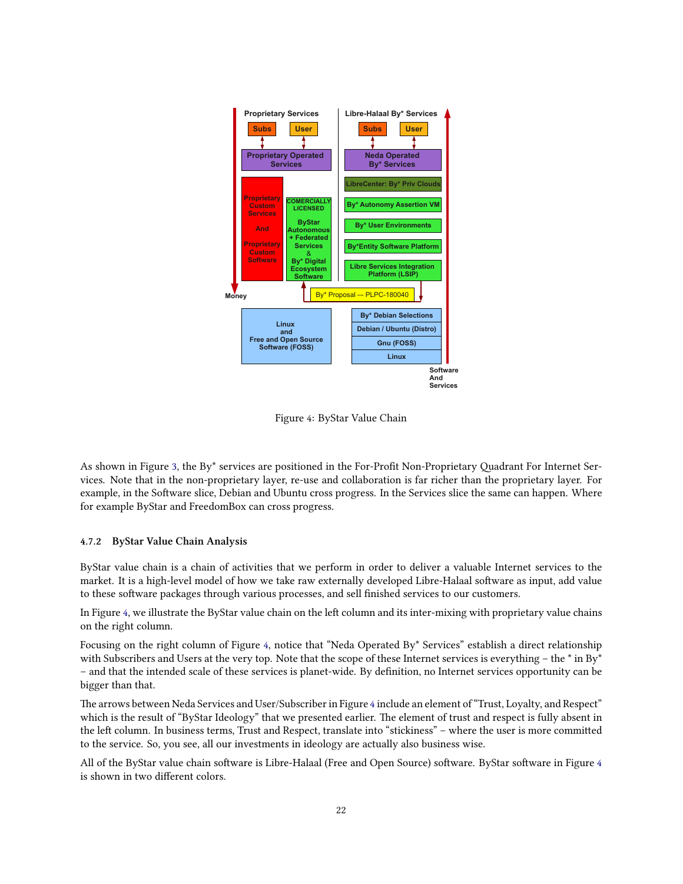Figure 4: ByStar Value Chain

As shown in Figure 3, the By* services are positioned in the For-Profit Non-Proprietary Quadrant For Internet Services. Note that in the non-proprietary layer, re-use and collaboration is far richer than the proprietary layer. For example, in the Software slice, Debian and Ubuntu cross progress. In the Services slice the same can happen. Where for example ByStar and FreedomBox can cross progress.

### 4.7.2 ByStar Value Chain Analysis

ByStar value chain is a chain of activities that we perform in order to deliver a valuable Internet services to the market. It is a high-level model of how we take raw externally developed Libre-Halaal software as input, add value to these software packages through various processes, and sell finished services to our customers.

In Figure 4, we illustrate the ByStar value chain on the left column and its inter-mixing with proprietary value chains on the right column.

Focusing on the right column of Figure 4, notice that "Neda Operated By* Services" establish a direct relationship with Subscribers and Users at the very top. Note that the scope of these Internet services is everything – the * in By* – and that the intended scale of these services is planet-wide. By definition, no Internet services opportunity can be bigger than that.

The arrows between Neda Services and User/Subscriber in Figure 4 include an element of "Trust, Loyalty, and Respect" which is the result of "ByStar Ideology" that we presented earlier. The element of trust and respect is fully absent in the left column. In business terms, Trust and Respect, translate into "stickiness" – where the user is more committed to the service. So, you see, all our investments in ideology are actually also business wise.

All of the ByStar value chain software is Libre-Halaal (Free and Open Source) software. ByStar software in Figure 4 is shown in two different colors.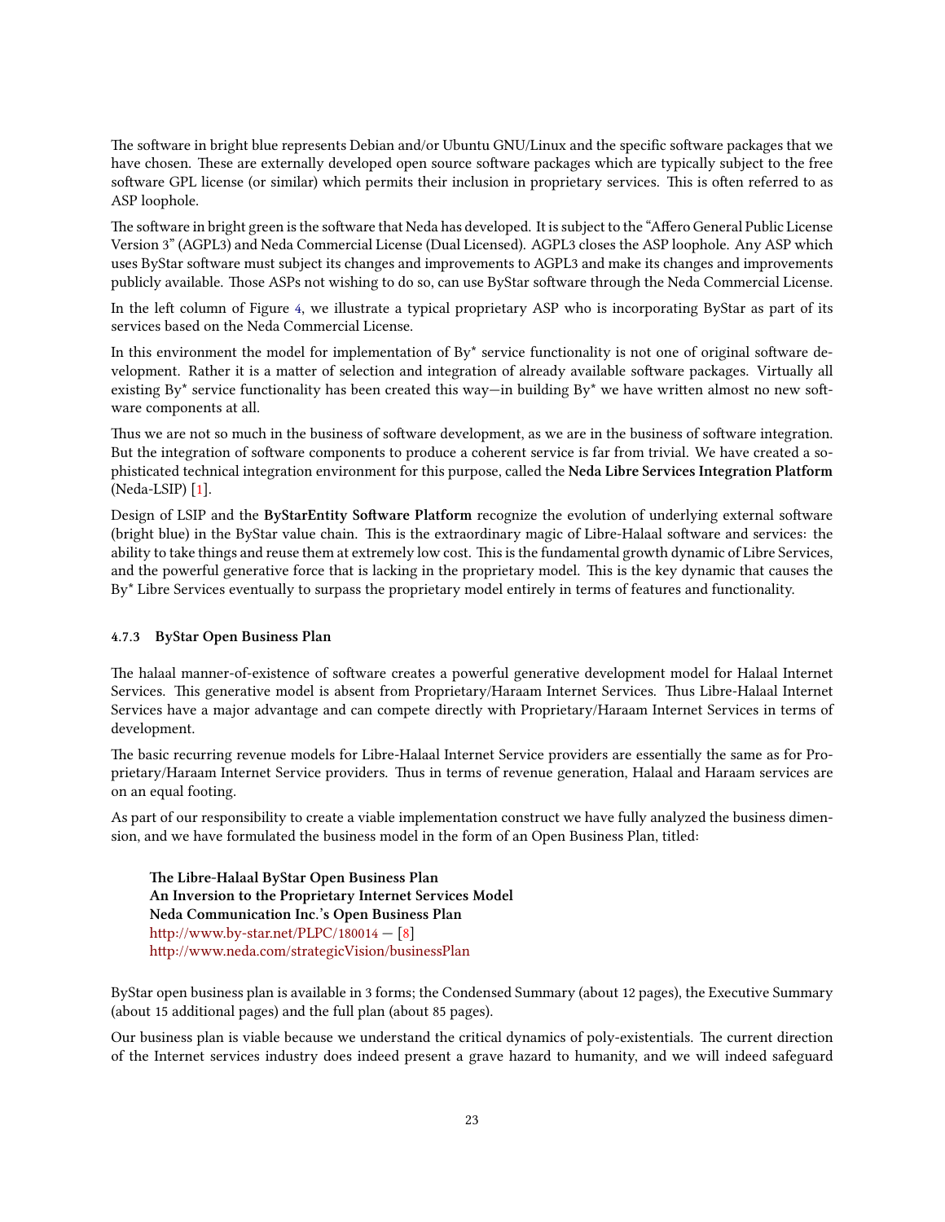The software in bright blue represents Debian and/or Ubuntu GNU/Linux and the specific software packages that we have chosen. These are externally developed open source software packages which are typically subject to the free software GPL license (or similar) which permits their inclusion in proprietary services. This is often referred to as ASP loophole.

The software in bright green is the software that Neda has developed. It is subject to the "Affero General Public License Version 3" (AGPL3) and Neda Commercial License (Dual Licensed). AGPL3 closes the ASP loophole. Any ASP which uses ByStar software must subject its changes and improvements to AGPL3 and make its changes and improvements publicly available. Those ASPs not wishing to do so, can use ByStar software through the Neda Commercial License.

In the left column of Figure 4, we illustrate a typical proprietary ASP who is incorporating ByStar as part of its services based on the Neda Commercial License.

In this environment the model for implementation of By* service functionality is not one of original software development. Rather it is a matter of selection and integration of already available software packages. Virtually all existing By* service functionality has been created this way—in building By* we have written almost no new software components at all.

Thus we are not so much in the business of software development, as we are in the business of software integration. But the integration of software components to produce a coherent service is far from trivial. We have created a sophisticated technical integration environment for this purpose, called the **Neda Libre Services Integration Platform** (Neda-LSIP) [1].

Design of LSIP and the **ByStarEntity Software Platform** recognize the evolution of underlying external software (bright blue) in the ByStar value chain. This is the extraordinary magic of Libre-Halaal software and services: the ability to take things and reuse them at extremely low cost. This is the fundamental growth dynamic of Libre Services, and the powerful generative force that is lacking in the proprietary model. This is the key dynamic that causes the By* Libre Services eventually to surpass the proprietary model entirely in terms of features and functionality.

#### 4.7.3 ByStar Open Business Plan

The halaal manner-of-existence of software creates a powerful generative development model for Halaal Internet Services. This generative model is absent from Proprietary/Haraam Internet Services. Thus Libre-Halaal Internet Services have a major advantage and can compete directly with Proprietary/Haraam Internet Services in terms of development.

The basic recurring revenue models for Libre-Halaal Internet Service providers are essentially the same as for Proprietary/Haraam Internet Service providers. Thus in terms of revenue generation, Halaal and Haraam services are on an equal footing.

As part of our responsibility to create a viable implementation construct we have fully analyzed the business dimension, and we have formulated the business model in the form of an Open Business Plan, titled:

> **The Libre-Halaal ByStar Open Business Plan**
> **An Inversion to the Proprietary Internet Services Model**
> **Neda Communication Inc.'s Open Business Plan**
> http://www.by-star.net/PLPC/180014 — [8]
> http://www.neda.com/strategicVision/businessPlan

ByStar open business plan is available in 3 forms; the Condensed Summary (about 12 pages), the Executive Summary (about 15 additional pages) and the full plan (about 85 pages).

Our business plan is viable because we understand the critical dynamics of poly-existentials. The current direction of the Internet services industry does indeed present a grave hazard to humanity, and we will indeed safeguard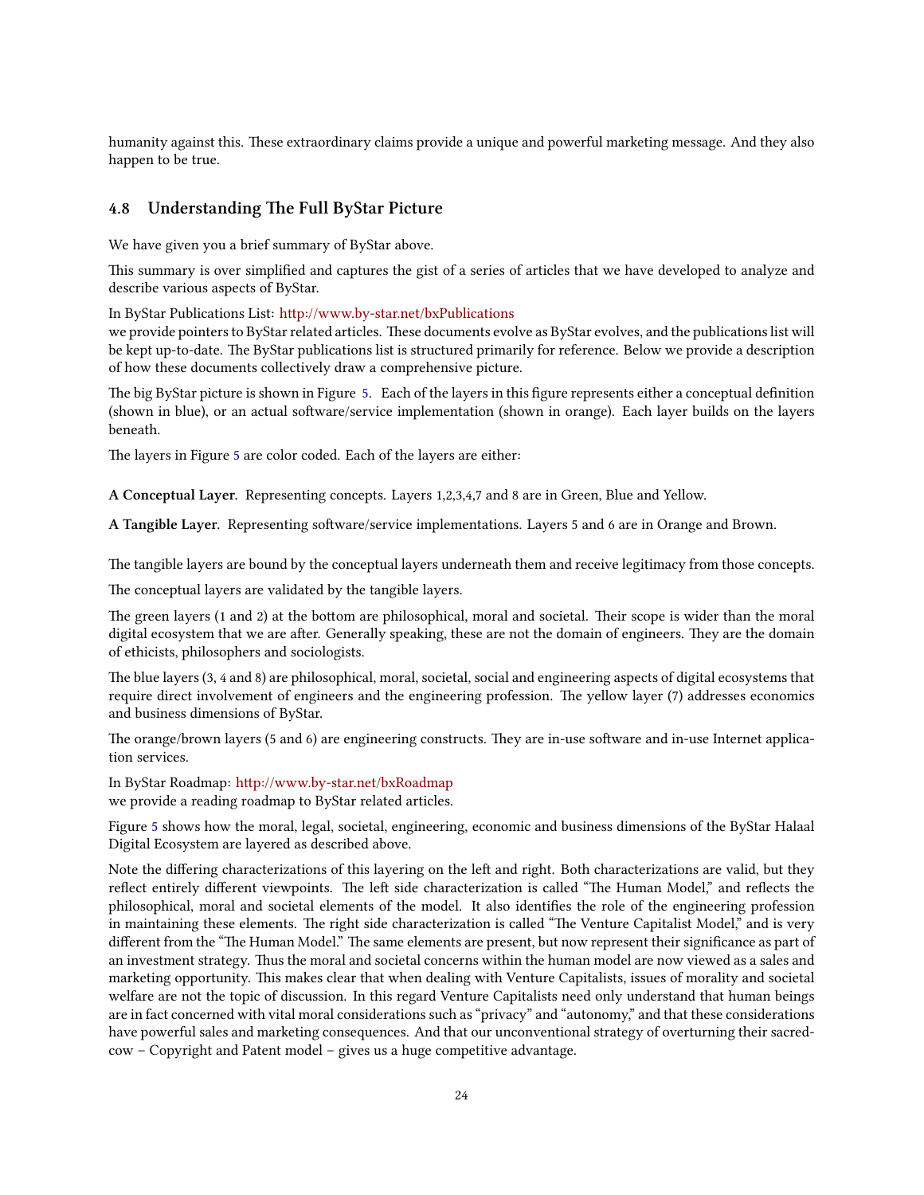humanity against this. These extraordinary claims provide a unique and powerful marketing message. And they also happen to be true.

### 4.8 Understanding The Full ByStar Picture

We have given you a brief summary of ByStar above.

This summary is over simplified and captures the gist of a series of articles that we have developed to analyze and describe various aspects of ByStar.

In ByStar Publications List: http://www.by-star.net/bxPublications
we provide pointers to ByStar related articles. These documents evolve as ByStar evolves, and the publications list will be kept up-to-date. The ByStar publications list is structured primarily for reference. Below we provide a description of how these documents collectively draw a comprehensive picture.

The big ByStar picture is shown in Figure 5. Each of the layers in this figure represents either a conceptual definition (shown in blue), or an actual software/service implementation (shown in orange). Each layer builds on the layers beneath.

The layers in Figure 5 are color coded. Each of the layers are either:

**A Conceptual Layer**. Representing concepts. Layers 1,2,3,4,7 and 8 are in Green, Blue and Yellow.

**A Tangible Layer**. Representing software/service implementations. Layers 5 and 6 are in Orange and Brown.

The tangible layers are bound by the conceptual layers underneath them and receive legitimacy from those concepts.

The conceptual layers are validated by the tangible layers.

The green layers (1 and 2) at the bottom are philosophical, moral and societal. Their scope is wider than the moral digital ecosystem that we are after. Generally speaking, these are not the domain of engineers. They are the domain of ethicists, philosophers and sociologists.

The blue layers (3, 4 and 8) are philosophical, moral, societal, social and engineering aspects of digital ecosystems that require direct involvement of engineers and the engineering profession. The yellow layer (7) addresses economics and business dimensions of ByStar.

The orange/brown layers (5 and 6) are engineering constructs. They are in-use software and in-use Internet application services.

In ByStar Roadmap: http://www.by-star.net/bxRoadmap
we provide a reading roadmap to ByStar related articles.

Figure 5 shows how the moral, legal, societal, engineering, economic and business dimensions of the ByStar Halaal Digital Ecosystem are layered as described above.

Note the differing characterizations of this layering on the left and right. Both characterizations are valid, but they reflect entirely different viewpoints. The left side characterization is called "The Human Model," and reflects the philosophical, moral and societal elements of the model. It also identifies the role of the engineering profession in maintaining these elements. The right side characterization is called "The Venture Capitalist Model," and is very different from the "The Human Model." The same elements are present, but now represent their significance as part of an investment strategy. Thus the moral and societal concerns within the human model are now viewed as a sales and marketing opportunity. This makes clear that when dealing with Venture Capitalists, issues of morality and societal welfare are not the topic of discussion. In this regard Venture Capitalists need only understand that human beings are in fact concerned with vital moral considerations such as "privacy" and "autonomy," and that these considerations have powerful sales and marketing consequences. And that our unconventional strategy of overturning their sacred-cow – Copyright and Patent model – gives us a huge competitive advantage.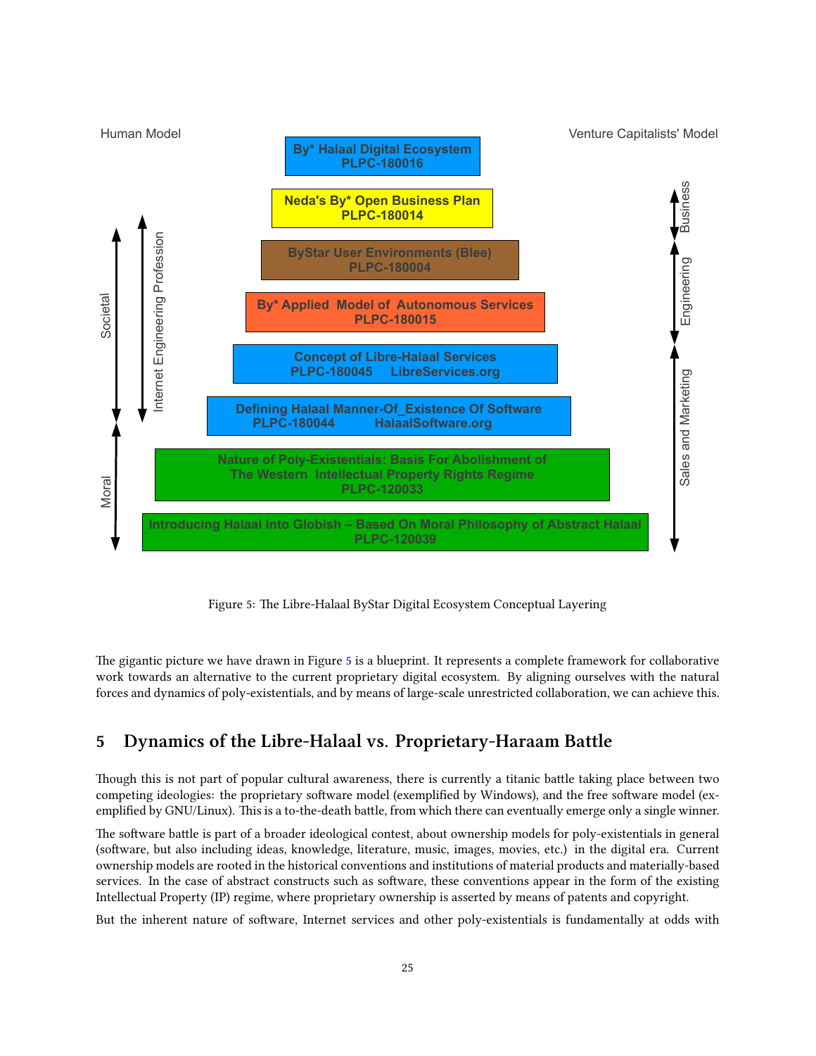Human Model

Venture Capitalists' Model

By* Halaal Digital Ecosystem
PLPC-180016

Neda's By* Open Business Plan
PLPC-180014

ByStar User Environments (Blee)
PLPC-180004

By* Applied Model of Autonomous Services
PLPC-180015

Concept of Libre-Halaal Services
PLPC-180045 LibreServices.org

Defining Halaal Manner-Of_Existence Of Software
PLPC-180044 HalaalSoftware.org

Nature of Poly-Existentials: Basis For Abolishment of The Western Intellectual Property Rights Regime
PLPC-120033

Introducing Halaal Into Globish – Based On Moral Philosophy of Abstract Halaal
PLPC-120039

Societal

Moral

Internet Engineering Profession

Business

Engineering

Sales and Marketing

Figure 5: The Libre-Halaal ByStar Digital Ecosystem Conceptual Layering

The gigantic picture we have drawn in Figure 5 is a blueprint. It represents a complete framework for collaborative work towards an alternative to the current proprietary digital ecosystem. By aligning ourselves with the natural forces and dynamics of poly-existentials, and by means of large-scale unrestricted collaboration, we can achieve this.

## 5 Dynamics of the Libre-Halaal vs. Proprietary-Haraam Battle

Though this is not part of popular cultural awareness, there is currently a titanic battle taking place between two competing ideologies: the proprietary software model (exemplified by Windows), and the free software model (exemplified by GNU/Linux). This is a to-the-death battle, from which there can eventually emerge only a single winner.

The software battle is part of a broader ideological contest, about ownership models for poly-existentials in general (software, but also including ideas, knowledge, literature, music, images, movies, etc.) in the digital era. Current ownership models are rooted in the historical conventions and institutions of material products and materially-based services. In the case of abstract constructs such as software, these conventions appear in the form of the existing Intellectual Property (IP) regime, where proprietary ownership is asserted by means of patents and copyright.

But the inherent nature of software, Internet services and other poly-existentials is fundamentally at odds with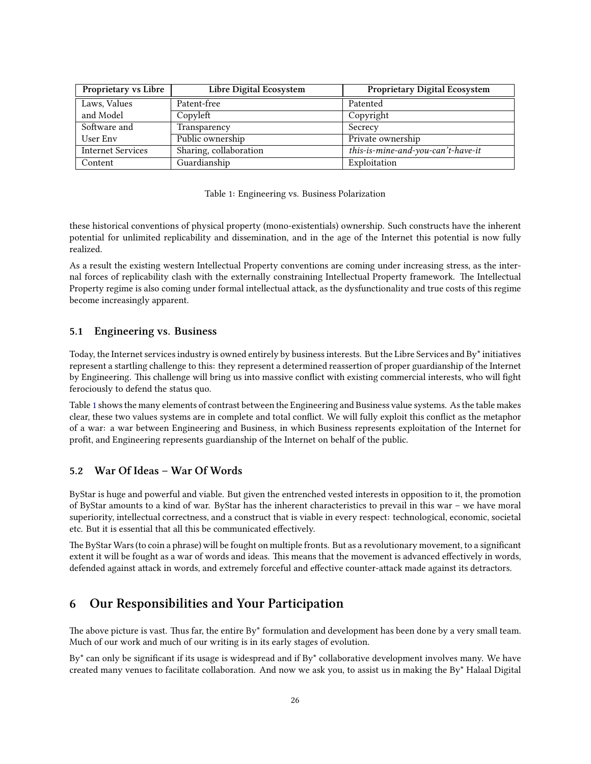| Proprietary vs Libre | Libre Digital Ecosystem | Proprietary Digital Ecosystem |
|---|---|---|
| Laws, Values | Patent-free | Patented |
| and Model | Copyleft | Copyright |
| Software and | Transparency | Secrecy |
| User Env | Public ownership | Private ownership |
| Internet Services | Sharing, collaboration | *this-is-mine-and-you-can't-have-it* |
| Content | Guardianship | Exploitation |

Table 1: Engineering vs. Business Polarization

these historical conventions of physical property (mono-existentials) ownership. Such constructs have the inherent potential for unlimited replicability and dissemination, and in the age of the Internet this potential is now fully realized.

As a result the existing western Intellectual Property conventions are coming under increasing stress, as the internal forces of replicability clash with the externally constraining Intellectual Property framework. The Intellectual Property regime is also coming under formal intellectual attack, as the dysfunctionality and true costs of this regime become increasingly apparent.

### 5.1 Engineering vs. Business

Today, the Internet services industry is owned entirely by business interests. But the Libre Services and By* initiatives represent a startling challenge to this: they represent a determined reassertion of proper guardianship of the Internet by Engineering. This challenge will bring us into massive conflict with existing commercial interests, who will fight ferociously to defend the status quo.

Table 1 shows the many elements of contrast between the Engineering and Business value systems. As the table makes clear, these two values systems are in complete and total conflict. We will fully exploit this conflict as the metaphor of a war: a war between Engineering and Business, in which Business represents exploitation of the Internet for profit, and Engineering represents guardianship of the Internet on behalf of the public.

### 5.2 War Of Ideas – War Of Words

ByStar is huge and powerful and viable. But given the entrenched vested interests in opposition to it, the promotion of ByStar amounts to a kind of war. ByStar has the inherent characteristics to prevail in this war – we have moral superiority, intellectual correctness, and a construct that is viable in every respect: technological, economic, societal etc. But it is essential that all this be communicated effectively.

The ByStar Wars (to coin a phrase) will be fought on multiple fronts. But as a revolutionary movement, to a significant extent it will be fought as a war of words and ideas. This means that the movement is advanced effectively in words, defended against attack in words, and extremely forceful and effective counter-attack made against its detractors.

## 6 Our Responsibilities and Your Participation

The above picture is vast. Thus far, the entire By* formulation and development has been done by a very small team. Much of our work and much of our writing is in its early stages of evolution.

By* can only be significant if its usage is widespread and if By* collaborative development involves many. We have created many venues to facilitate collaboration. And now we ask you, to assist us in making the By* Halaal Digital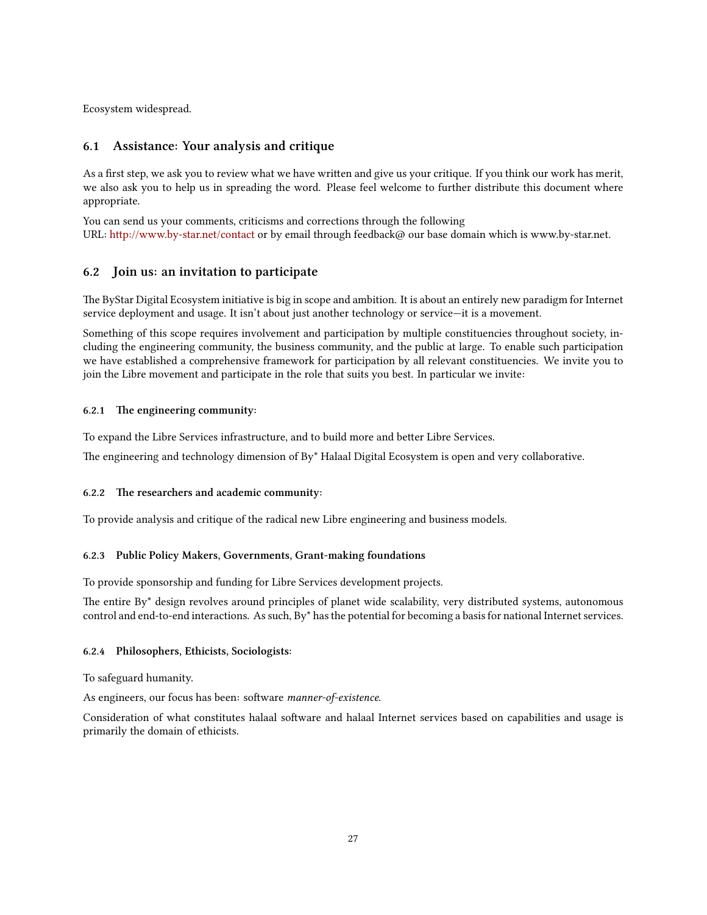Ecosystem widespread.

## 6.1 Assistance: Your analysis and critique

As a first step, we ask you to review what we have written and give us your critique. If you think our work has merit, we also ask you to help us in spreading the word. Please feel welcome to further distribute this document where appropriate.

You can send us your comments, criticisms and corrections through the following URL: http://www.by-star.net/contact or by email through feedback@ our base domain which is www.by-star.net.

## 6.2 Join us: an invitation to participate

The ByStar Digital Ecosystem initiative is big in scope and ambition. It is about an entirely new paradigm for Internet service deployment and usage. It isn't about just another technology or service—it is a movement.

Something of this scope requires involvement and participation by multiple constituencies throughout society, including the engineering community, the business community, and the public at large. To enable such participation we have established a comprehensive framework for participation by all relevant constituencies. We invite you to join the Libre movement and participate in the role that suits you best. In particular we invite:

### 6.2.1 The engineering community:

To expand the Libre Services infrastructure, and to build more and better Libre Services.

The engineering and technology dimension of By* Halaal Digital Ecosystem is open and very collaborative.

### 6.2.2 The researchers and academic community:

To provide analysis and critique of the radical new Libre engineering and business models.

### 6.2.3 Public Policy Makers, Governments, Grant-making foundations

To provide sponsorship and funding for Libre Services development projects.

The entire By* design revolves around principles of planet wide scalability, very distributed systems, autonomous control and end-to-end interactions. As such, By* has the potential for becoming a basis for national Internet services.

### 6.2.4 Philosophers, Ethicists, Sociologists:

To safeguard humanity.

As engineers, our focus has been: software *manner-of-existence*.

Consideration of what constitutes halaal software and halaal Internet services based on capabilities and usage is primarily the domain of ethicists.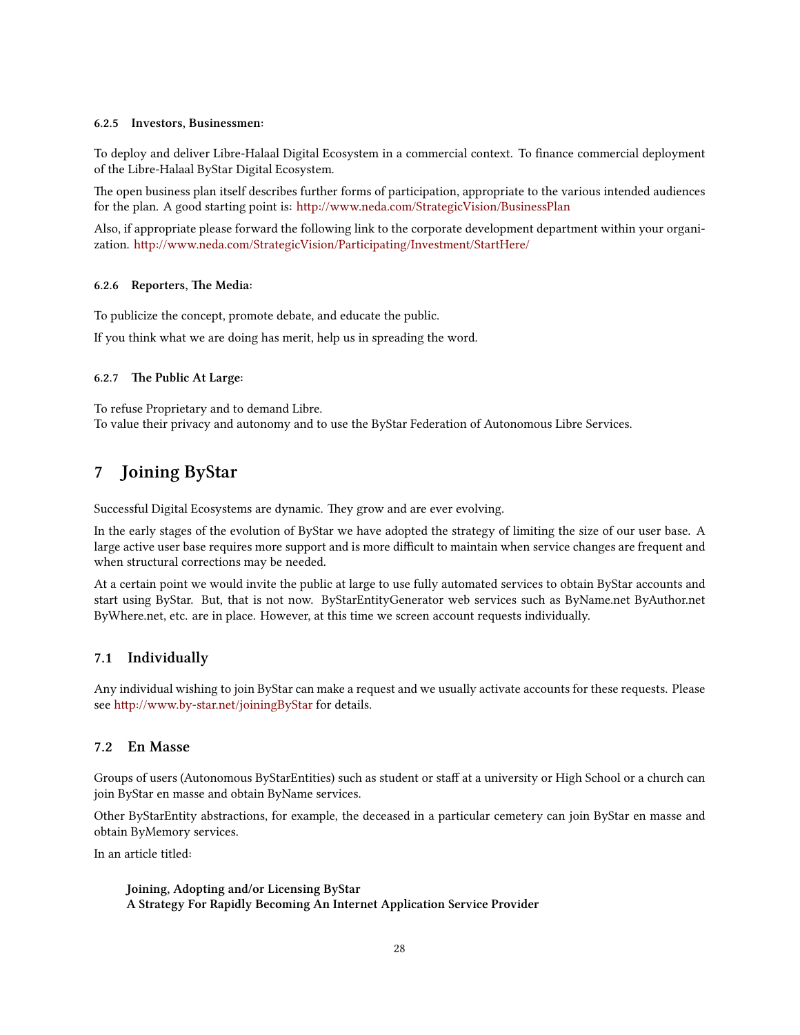#### 6.2.5 Investors, Businessmen:

To deploy and deliver Libre-Halaal Digital Ecosystem in a commercial context. To finance commercial deployment of the Libre-Halaal ByStar Digital Ecosystem.

The open business plan itself describes further forms of participation, appropriate to the various intended audiences for the plan. A good starting point is: http://www.neda.com/StrategicVision/BusinessPlan

Also, if appropriate please forward the following link to the corporate development department within your organization. http://www.neda.com/StrategicVision/Participating/Investment/StartHere/

#### 6.2.6 Reporters, The Media:

To publicize the concept, promote debate, and educate the public.

If you think what we are doing has merit, help us in spreading the word.

#### 6.2.7 The Public At Large:

To refuse Proprietary and to demand Libre.
To value their privacy and autonomy and to use the ByStar Federation of Autonomous Libre Services.

## 7 Joining ByStar

Successful Digital Ecosystems are dynamic. They grow and are ever evolving.

In the early stages of the evolution of ByStar we have adopted the strategy of limiting the size of our user base. A large active user base requires more support and is more difficult to maintain when service changes are frequent and when structural corrections may be needed.

At a certain point we would invite the public at large to use fully automated services to obtain ByStar accounts and start using ByStar. But, that is not now. ByStarEntityGenerator web services such as ByName.net ByAuthor.net ByWhere.net, etc. are in place. However, at this time we screen account requests individually.

### 7.1 Individually

Any individual wishing to join ByStar can make a request and we usually activate accounts for these requests. Please see http://www.by-star.net/joiningByStar for details.

### 7.2 En Masse

Groups of users (Autonomous ByStarEntities) such as student or staff at a university or High School or a church can join ByStar en masse and obtain ByName services.

Other ByStarEntity abstractions, for example, the deceased in a particular cemetery can join ByStar en masse and obtain ByMemory services.

In an article titled:

> **Joining, Adopting and/or Licensing ByStar**
> **A Strategy For Rapidly Becoming An Internet Application Service Provider**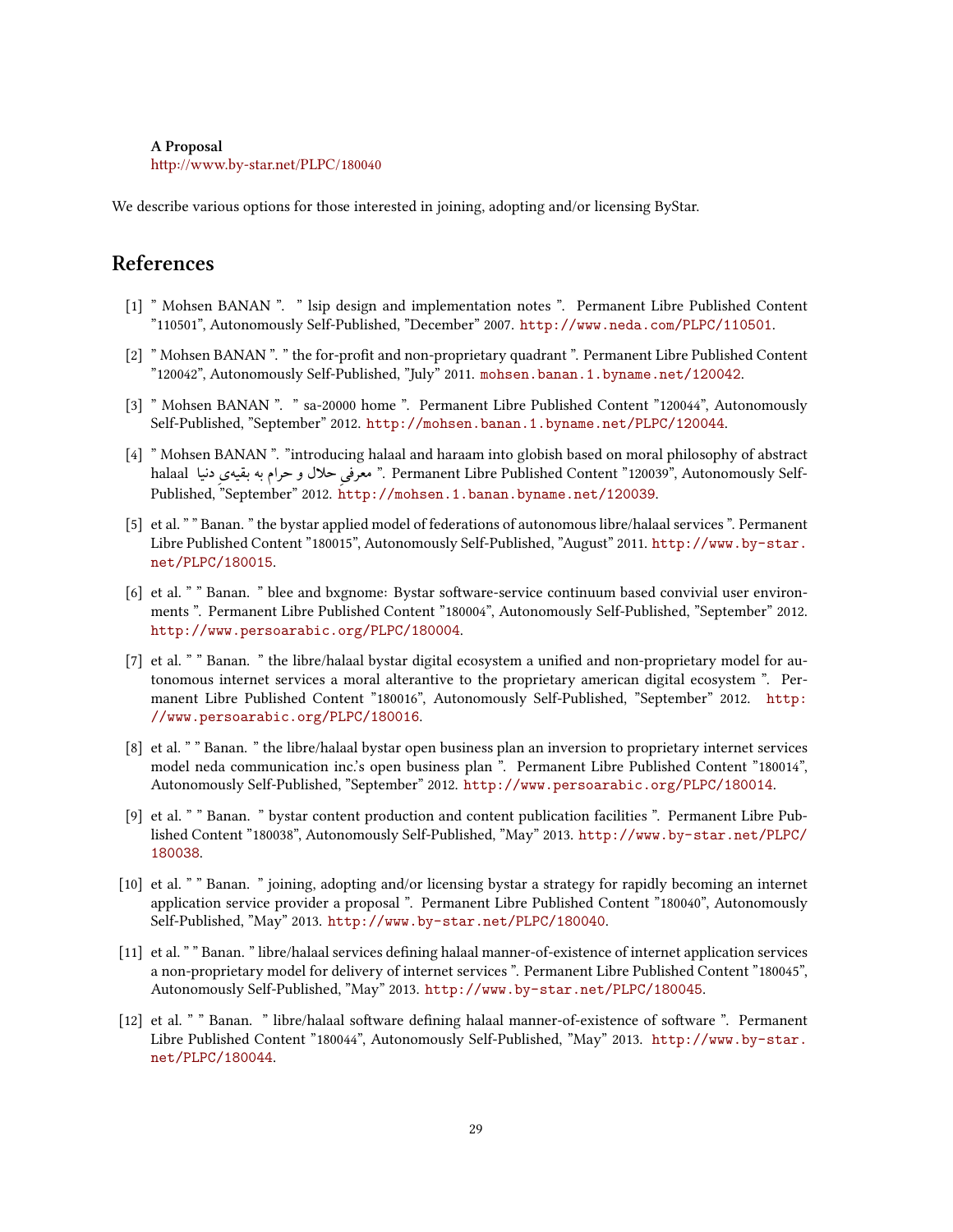**A Proposal**
http://www.by-star.net/PLPC/180040

We describe various options for those interested in joining, adopting and/or licensing ByStar.

## References

[1] " Mohsen BANAN ". " lsip design and implementation notes ". Permanent Libre Published Content "110501", Autonomously Self-Published, "December" 2007. http://www.neda.com/PLPC/110501.

[2] " Mohsen BANAN ". " the for-profit and non-proprietary quadrant ". Permanent Libre Published Content "120042", Autonomously Self-Published, "July" 2011. mohsen.banan.1.byname.net/120042.

[3] " Mohsen BANAN ". " sa-20000 home ". Permanent Libre Published Content "120044", Autonomously Self-Published, "September" 2012. http://mohsen.banan.1.byname.net/PLPC/120044.

[4] " Mohsen BANAN ". "introducing halaal and haraam into globish based on moral philosophy of abstract halaal معرفی حلال و حرام به بقیه‌ی دنیا ". Permanent Libre Published Content "120039", Autonomously Self-Published, "September" 2012. http://mohsen.1.banan.byname.net/120039.

[5] et al. " " Banan. " the bystar applied model of federations of autonomous libre/halaal services ". Permanent Libre Published Content "180015", Autonomously Self-Published, "August" 2011. http://www.by-star.net/PLPC/180015.

[6] et al. " " Banan. " blee and bxgnome: Bystar software-service continuum based convivial user environments ". Permanent Libre Published Content "180004", Autonomously Self-Published, "September" 2012. http://www.persoarabic.org/PLPC/180004.

[7] et al. " " Banan. " the libre/halaal bystar digital ecosystem a unified and non-proprietary model for autonomous internet services a moral alterantive to the proprietary american digital ecosystem ". Permanent Libre Published Content "180016", Autonomously Self-Published, "September" 2012. http://www.persoarabic.org/PLPC/180016.

[8] et al. " " Banan. " the libre/halaal bystar open business plan an inversion to proprietary internet services model neda communication inc.'s open business plan ". Permanent Libre Published Content "180014", Autonomously Self-Published, "September" 2012. http://www.persoarabic.org/PLPC/180014.

[9] et al. " " Banan. " bystar content production and content publication facilities ". Permanent Libre Published Content "180038", Autonomously Self-Published, "May" 2013. http://www.by-star.net/PLPC/180038.

[10] et al. " " Banan. " joining, adopting and/or licensing bystar a strategy for rapidly becoming an internet application service provider a proposal ". Permanent Libre Published Content "180040", Autonomously Self-Published, "May" 2013. http://www.by-star.net/PLPC/180040.

[11] et al. " " Banan. " libre/halaal services defining halaal manner-of-existence of internet application services a non-proprietary model for delivery of internet services ". Permanent Libre Published Content "180045", Autonomously Self-Published, "May" 2013. http://www.by-star.net/PLPC/180045.

[12] et al. " " Banan. " libre/halaal software defining halaal manner-of-existence of software ". Permanent Libre Published Content "180044", Autonomously Self-Published, "May" 2013. http://www.by-star.net/PLPC/180044.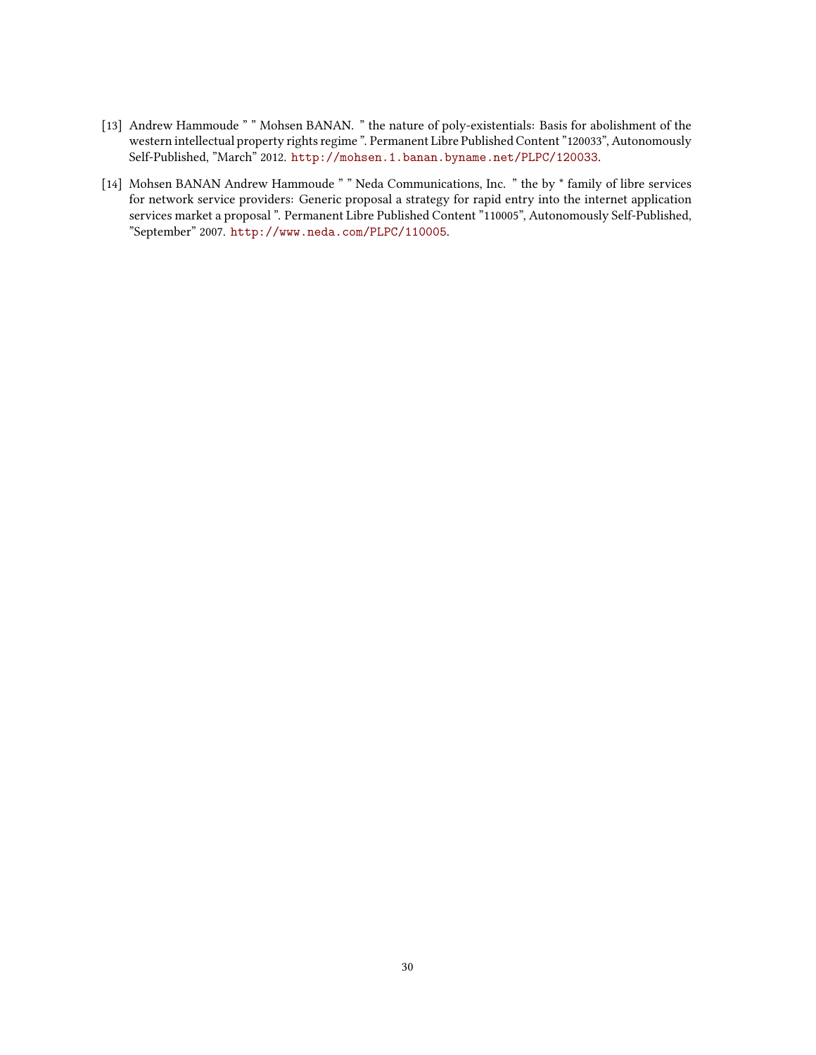[13] Andrew Hammoude " " Mohsen BANAN. " the nature of poly-existentials: Basis for abolishment of the western intellectual property rights regime ". Permanent Libre Published Content "120033", Autonomously Self-Published, "March" 2012. http://mohsen.1.banan.byname.net/PLPC/120033.

[14] Mohsen BANAN Andrew Hammoude " " Neda Communications, Inc. " the by * family of libre services for network service providers: Generic proposal a strategy for rapid entry into the internet application services market a proposal ". Permanent Libre Published Content "110005", Autonomously Self-Published, "September" 2007. http://www.neda.com/PLPC/110005.